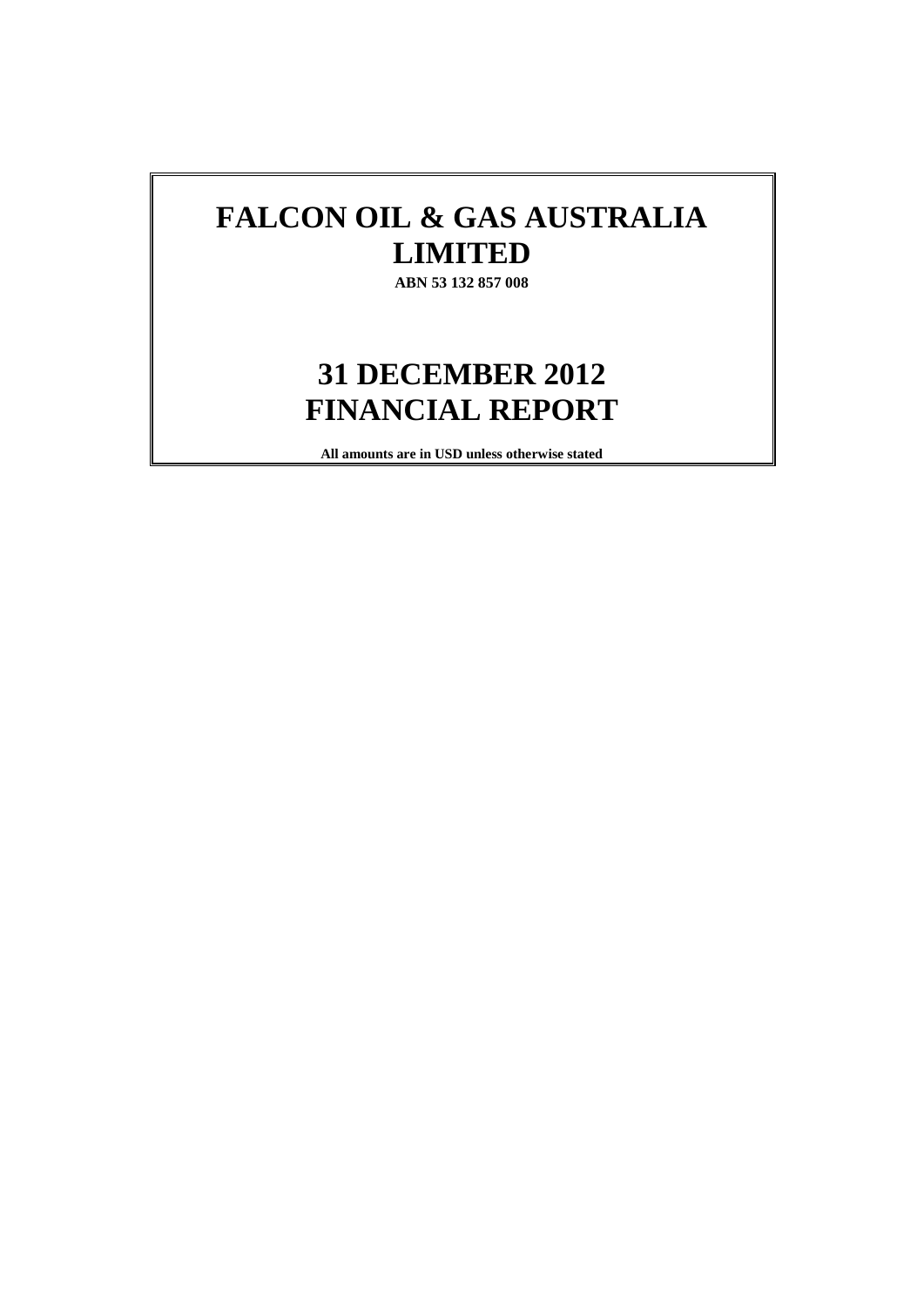# FALCON OIL & GAS AUSTRALIA LIMITED

**ABN 53 132 857 008**

# 31 DECEMBER 2012 FINANCIAL REPORT

**All amounts are in USD unless otherwise stated**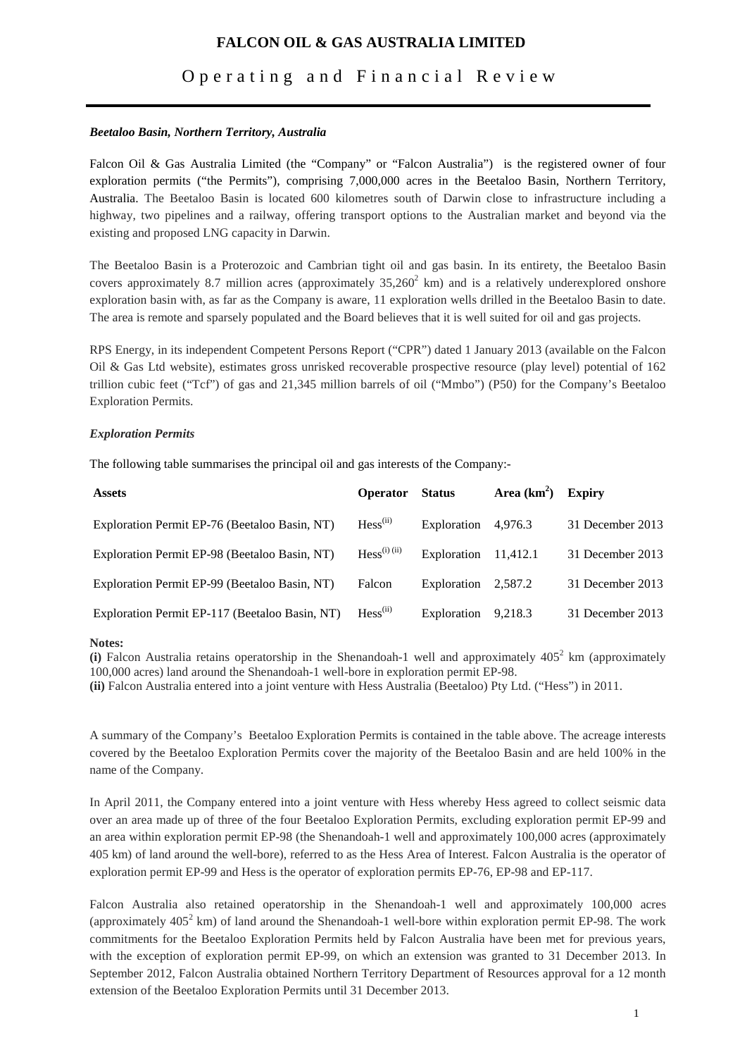# FALCON OIL & GAS AUSTRALIA LIMITED

## Operating and Financial Review

***Beetaloo Basin, Northern Territory, Australia***

Falcon Oil & Gas Australia Limited (the "Company" or "Falcon Australia") is the registered owner of four exploration permits ("the Permits"), comprising 7,000,000 acres in the Beetaloo Basin, Northern Territory, Australia. The Beetaloo Basin is located 600 kilometres south of Darwin close to infrastructure including a highway, two pipelines and a railway, offering transport options to the Australian market and beyond via the existing and proposed LNG capacity in Darwin.

The Beetaloo Basin is a Proterozoic and Cambrian tight oil and gas basin. In its entirety, the Beetaloo Basin covers approximately 8.7 million acres (approximately $35,260^2$ km) and is a relatively underexplored onshore exploration basin with, as far as the Company is aware, 11 exploration wells drilled in the Beetaloo Basin to date. The area is remote and sparsely populated and the Board believes that it is well suited for oil and gas projects.

RPS Energy, in its independent Competent Persons Report ("CPR") dated 1 January 2013 (available on the Falcon Oil & Gas Ltd website), estimates gross unrisked recoverable prospective resource (play level) potential of 162 trillion cubic feet ("Tcf") of gas and 21,345 million barrels of oil ("Mmbo") (P50) for the Company's Beetaloo Exploration Permits.

***Exploration Permits***

The following table summarises the principal oil and gas interests of the Company:-

| Assets | Operator | Status | Area ($km^2$) | Expiry |
|---|---|---|---|---|
| Exploration Permit EP-76 (Beetaloo Basin, NT) | Hess(ii) | Exploration | 4,976.3 | 31 December 2013 |
| Exploration Permit EP-98 (Beetaloo Basin, NT) | Hess(i) (ii) | Exploration | 11,412.1 | 31 December 2013 |
| Exploration Permit EP-99 (Beetaloo Basin, NT) | Falcon | Exploration | 2,587.2 | 31 December 2013 |
| Exploration Permit EP-117 (Beetaloo Basin, NT) | Hess(ii) | Exploration | 9,218.3 | 31 December 2013 |

**Notes:**

**(i)** Falcon Australia retains operatorship in the Shenandoah-1 well and approximately $405^2$ km (approximately 100,000 acres) land around the Shenandoah-1 well-bore in exploration permit EP-98.

**(ii)** Falcon Australia entered into a joint venture with Hess Australia (Beetaloo) Pty Ltd. ("Hess") in 2011.

A summary of the Company's Beetaloo Exploration Permits is contained in the table above. The acreage interests covered by the Beetaloo Exploration Permits cover the majority of the Beetaloo Basin and are held 100% in the name of the Company.

In April 2011, the Company entered into a joint venture with Hess whereby Hess agreed to collect seismic data over an area made up of three of the four Beetaloo Exploration Permits, excluding exploration permit EP-99 and an area within exploration permit EP-98 (the Shenandoah-1 well and approximately 100,000 acres (approximately 405 km) of land around the well-bore), referred to as the Hess Area of Interest. Falcon Australia is the operator of exploration permit EP-99 and Hess is the operator of exploration permits EP-76, EP-98 and EP-117.

Falcon Australia also retained operatorship in the Shenandoah-1 well and approximately 100,000 acres (approximately $405^2$ km) of land around the Shenandoah-1 well-bore within exploration permit EP-98. The work commitments for the Beetaloo Exploration Permits held by Falcon Australia have been met for previous years, with the exception of exploration permit EP-99, on which an extension was granted to 31 December 2013. In September 2012, Falcon Australia obtained Northern Territory Department of Resources approval for a 12 month extension of the Beetaloo Exploration Permits until 31 December 2013.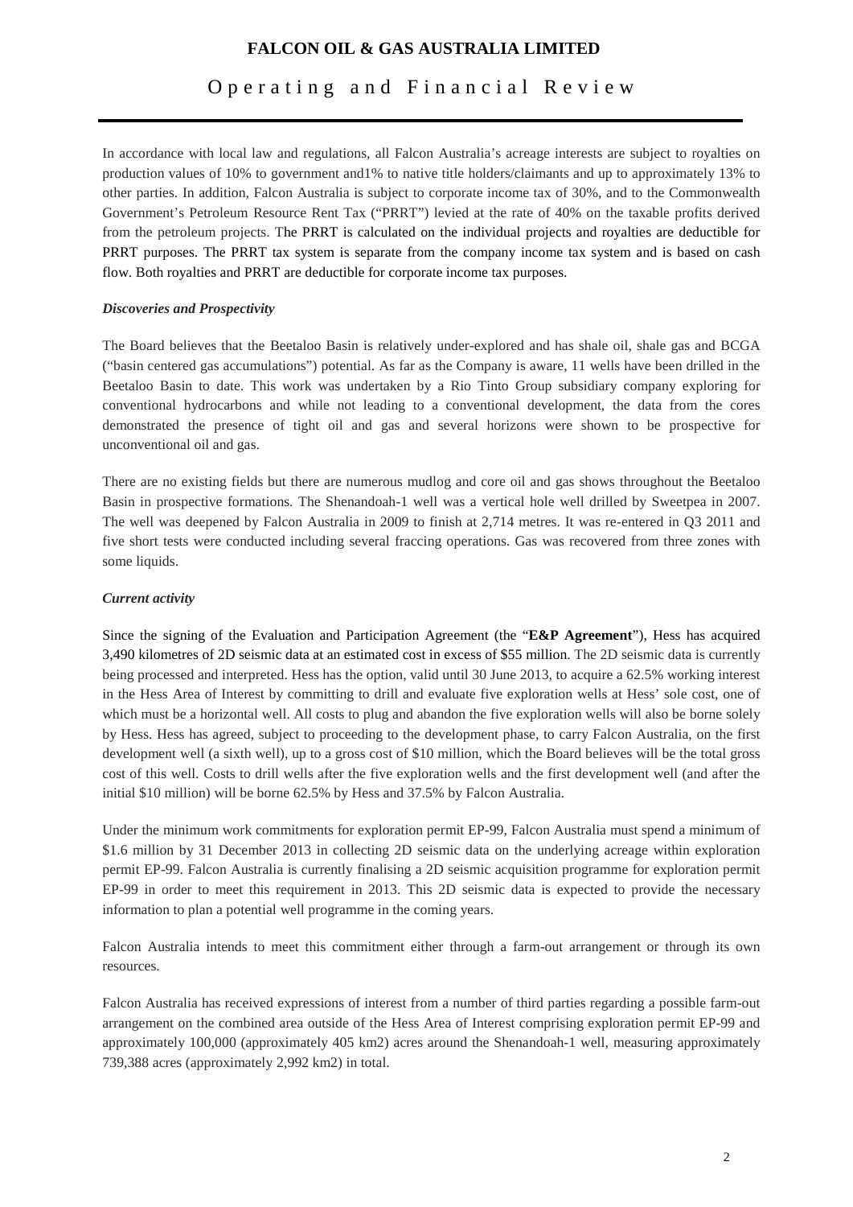In accordance with local law and regulations, all Falcon Australia's acreage interests are subject to royalties on production values of 10% to government and1% to native title holders/claimants and up to approximately 13% to other parties. In addition, Falcon Australia is subject to corporate income tax of 30%, and to the Commonwealth Government's Petroleum Resource Rent Tax ("PRRT") levied at the rate of 40% on the taxable profits derived from the petroleum projects. The PRRT is calculated on the individual projects and royalties are deductible for PRRT purposes. The PRRT tax system is separate from the company income tax system and is based on cash flow. Both royalties and PRRT are deductible for corporate income tax purposes.

***Discoveries and Prospectivity***

The Board believes that the Beetaloo Basin is relatively under-explored and has shale oil, shale gas and BCGA ("basin centered gas accumulations") potential. As far as the Company is aware, 11 wells have been drilled in the Beetaloo Basin to date. This work was undertaken by a Rio Tinto Group subsidiary company exploring for conventional hydrocarbons and while not leading to a conventional development, the data from the cores demonstrated the presence of tight oil and gas and several horizons were shown to be prospective for unconventional oil and gas.

There are no existing fields but there are numerous mudlog and core oil and gas shows throughout the Beetaloo Basin in prospective formations. The Shenandoah-1 well was a vertical hole well drilled by Sweetpea in 2007. The well was deepened by Falcon Australia in 2009 to finish at 2,714 metres. It was re-entered in Q3 2011 and five short tests were conducted including several fraccing operations. Gas was recovered from three zones with some liquids.

***Current activity***

Since the signing of the Evaluation and Participation Agreement (the "**E&P Agreement**"), Hess has acquired 3,490 kilometres of 2D seismic data at an estimated cost in excess of \$55 million. The 2D seismic data is currently being processed and interpreted. Hess has the option, valid until 30 June 2013, to acquire a 62.5% working interest in the Hess Area of Interest by committing to drill and evaluate five exploration wells at Hess' sole cost, one of which must be a horizontal well. All costs to plug and abandon the five exploration wells will also be borne solely by Hess. Hess has agreed, subject to proceeding to the development phase, to carry Falcon Australia, on the first development well (a sixth well), up to a gross cost of \$10 million, which the Board believes will be the total gross cost of this well. Costs to drill wells after the five exploration wells and the first development well (and after the initial \$10 million) will be borne 62.5% by Hess and 37.5% by Falcon Australia.

Under the minimum work commitments for exploration permit EP-99, Falcon Australia must spend a minimum of \$1.6 million by 31 December 2013 in collecting 2D seismic data on the underlying acreage within exploration permit EP-99. Falcon Australia is currently finalising a 2D seismic acquisition programme for exploration permit EP-99 in order to meet this requirement in 2013. This 2D seismic data is expected to provide the necessary information to plan a potential well programme in the coming years.

Falcon Australia intends to meet this commitment either through a farm-out arrangement or through its own resources.

Falcon Australia has received expressions of interest from a number of third parties regarding a possible farm-out arrangement on the combined area outside of the Hess Area of Interest comprising exploration permit EP-99 and approximately 100,000 (approximately 405 km2) acres around the Shenandoah-1 well, measuring approximately 739,388 acres (approximately 2,992 km2) in total.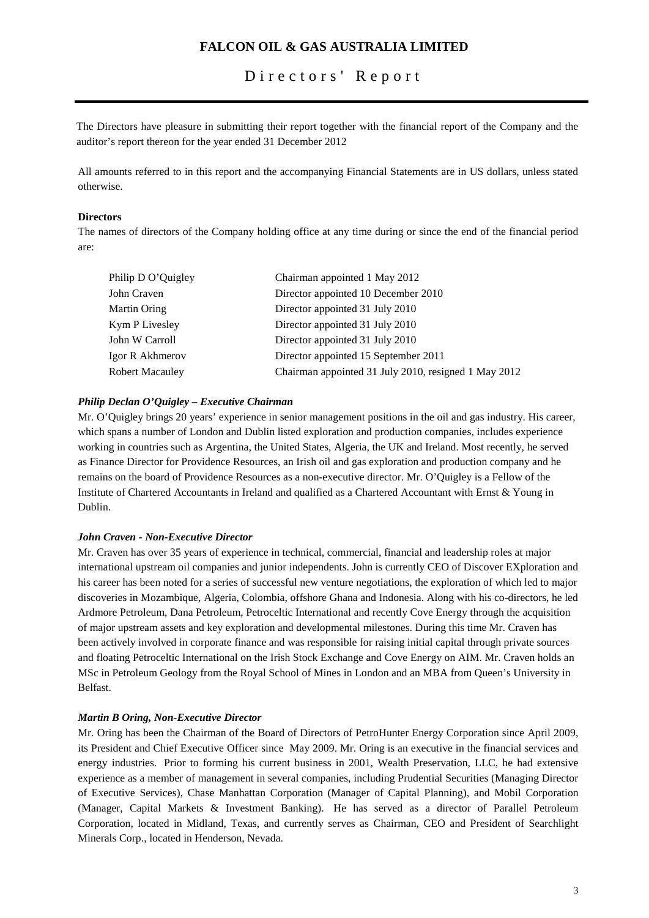# FALCON OIL & GAS AUSTRALIA LIMITED

## Directors' Report

The Directors have pleasure in submitting their report together with the financial report of the Company and the auditor's report thereon for the year ended 31 December 2012

All amounts referred to in this report and the accompanying Financial Statements are in US dollars, unless stated otherwise.

**Directors**

The names of directors of the Company holding office at any time during or since the end of the financial period are:

| | |
|---|---|
| Philip D O'Quigley | Chairman appointed 1 May 2012 |
| John Craven | Director appointed 10 December 2010 |
| Martin Oring | Director appointed 31 July 2010 |
| Kym P Livesley | Director appointed 31 July 2010 |
| John W Carroll | Director appointed 31 July 2010 |
| Igor R Akhmerov | Director appointed 15 September 2011 |
| Robert Macauley | Chairman appointed 31 July 2010, resigned 1 May 2012 |

***Philip Declan O'Quigley – Executive Chairman***

Mr. O'Quigley brings 20 years' experience in senior management positions in the oil and gas industry. His career, which spans a number of London and Dublin listed exploration and production companies, includes experience working in countries such as Argentina, the United States, Algeria, the UK and Ireland. Most recently, he served as Finance Director for Providence Resources, an Irish oil and gas exploration and production company and he remains on the board of Providence Resources as a non-executive director. Mr. O'Quigley is a Fellow of the Institute of Chartered Accountants in Ireland and qualified as a Chartered Accountant with Ernst & Young in Dublin.

***John Craven - Non-Executive Director***

Mr. Craven has over 35 years of experience in technical, commercial, financial and leadership roles at major international upstream oil companies and junior independents. John is currently CEO of Discover EXploration and his career has been noted for a series of successful new venture negotiations, the exploration of which led to major discoveries in Mozambique, Algeria, Colombia, offshore Ghana and Indonesia. Along with his co-directors, he led Ardmore Petroleum, Dana Petroleum, Petroceltic International and recently Cove Energy through the acquisition of major upstream assets and key exploration and developmental milestones. During this time Mr. Craven has been actively involved in corporate finance and was responsible for raising initial capital through private sources and floating Petroceltic International on the Irish Stock Exchange and Cove Energy on AIM. Mr. Craven holds an MSc in Petroleum Geology from the Royal School of Mines in London and an MBA from Queen's University in Belfast.

***Martin B Oring, Non-Executive Director***

Mr. Oring has been the Chairman of the Board of Directors of PetroHunter Energy Corporation since April 2009, its President and Chief Executive Officer since May 2009. Mr. Oring is an executive in the financial services and energy industries. Prior to forming his current business in 2001, Wealth Preservation, LLC, he had extensive experience as a member of management in several companies, including Prudential Securities (Managing Director of Executive Services), Chase Manhattan Corporation (Manager of Capital Planning), and Mobil Corporation (Manager, Capital Markets & Investment Banking). He has served as a director of Parallel Petroleum Corporation, located in Midland, Texas, and currently serves as Chairman, CEO and President of Searchlight Minerals Corp., located in Henderson, Nevada.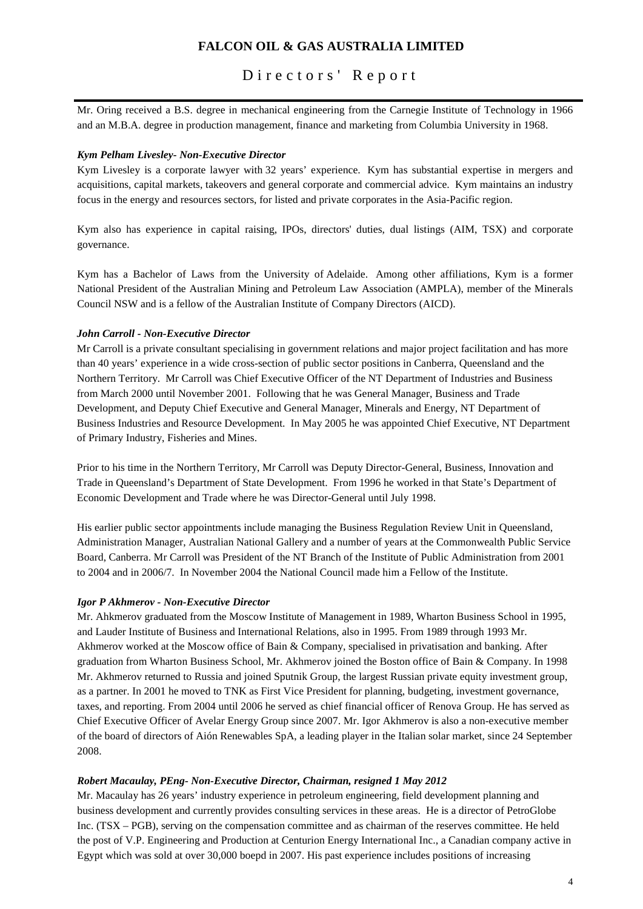Mr. Oring received a B.S. degree in mechanical engineering from the Carnegie Institute of Technology in 1966 and an M.B.A. degree in production management, finance and marketing from Columbia University in 1968.

***Kym Pelham Livesley- Non-Executive Director***

Kym Livesley is a corporate lawyer with 32 years' experience. Kym has substantial expertise in mergers and acquisitions, capital markets, takeovers and general corporate and commercial advice. Kym maintains an industry focus in the energy and resources sectors, for listed and private corporates in the Asia-Pacific region.

Kym also has experience in capital raising, IPOs, directors' duties, dual listings (AIM, TSX) and corporate governance.

Kym has a Bachelor of Laws from the University of Adelaide. Among other affiliations, Kym is a former National President of the Australian Mining and Petroleum Law Association (AMPLA), member of the Minerals Council NSW and is a fellow of the Australian Institute of Company Directors (AICD).

***John Carroll - Non-Executive Director***

Mr Carroll is a private consultant specialising in government relations and major project facilitation and has more than 40 years' experience in a wide cross-section of public sector positions in Canberra, Queensland and the Northern Territory. Mr Carroll was Chief Executive Officer of the NT Department of Industries and Business from March 2000 until November 2001. Following that he was General Manager, Business and Trade Development, and Deputy Chief Executive and General Manager, Minerals and Energy, NT Department of Business Industries and Resource Development. In May 2005 he was appointed Chief Executive, NT Department of Primary Industry, Fisheries and Mines.

Prior to his time in the Northern Territory, Mr Carroll was Deputy Director-General, Business, Innovation and Trade in Queensland's Department of State Development. From 1996 he worked in that State's Department of Economic Development and Trade where he was Director-General until July 1998.

His earlier public sector appointments include managing the Business Regulation Review Unit in Queensland, Administration Manager, Australian National Gallery and a number of years at the Commonwealth Public Service Board, Canberra. Mr Carroll was President of the NT Branch of the Institute of Public Administration from 2001 to 2004 and in 2006/7. In November 2004 the National Council made him a Fellow of the Institute.

***Igor P Akhmerov - Non-Executive Director***

Mr. Ahkmerov graduated from the Moscow Institute of Management in 1989, Wharton Business School in 1995, and Lauder Institute of Business and International Relations, also in 1995. From 1989 through 1993 Mr. Akhmerov worked at the Moscow office of Bain & Company, specialised in privatisation and banking. After graduation from Wharton Business School, Mr. Akhmerov joined the Boston office of Bain & Company. In 1998 Mr. Akhmerov returned to Russia and joined Sputnik Group, the largest Russian private equity investment group, as a partner. In 2001 he moved to TNK as First Vice President for planning, budgeting, investment governance, taxes, and reporting. From 2004 until 2006 he served as chief financial officer of Renova Group. He has served as Chief Executive Officer of Avelar Energy Group since 2007. Mr. Igor Akhmerov is also a non-executive member of the board of directors of Aión Renewables SpA, a leading player in the Italian solar market, since 24 September 2008.

***Robert Macaulay, PEng- Non-Executive Director, Chairman, resigned 1 May 2012***

Mr. Macaulay has 26 years' industry experience in petroleum engineering, field development planning and business development and currently provides consulting services in these areas. He is a director of PetroGlobe Inc. (TSX – PGB), serving on the compensation committee and as chairman of the reserves committee. He held the post of V.P. Engineering and Production at Centurion Energy International Inc., a Canadian company active in Egypt which was sold at over 30,000 boepd in 2007. His past experience includes positions of increasing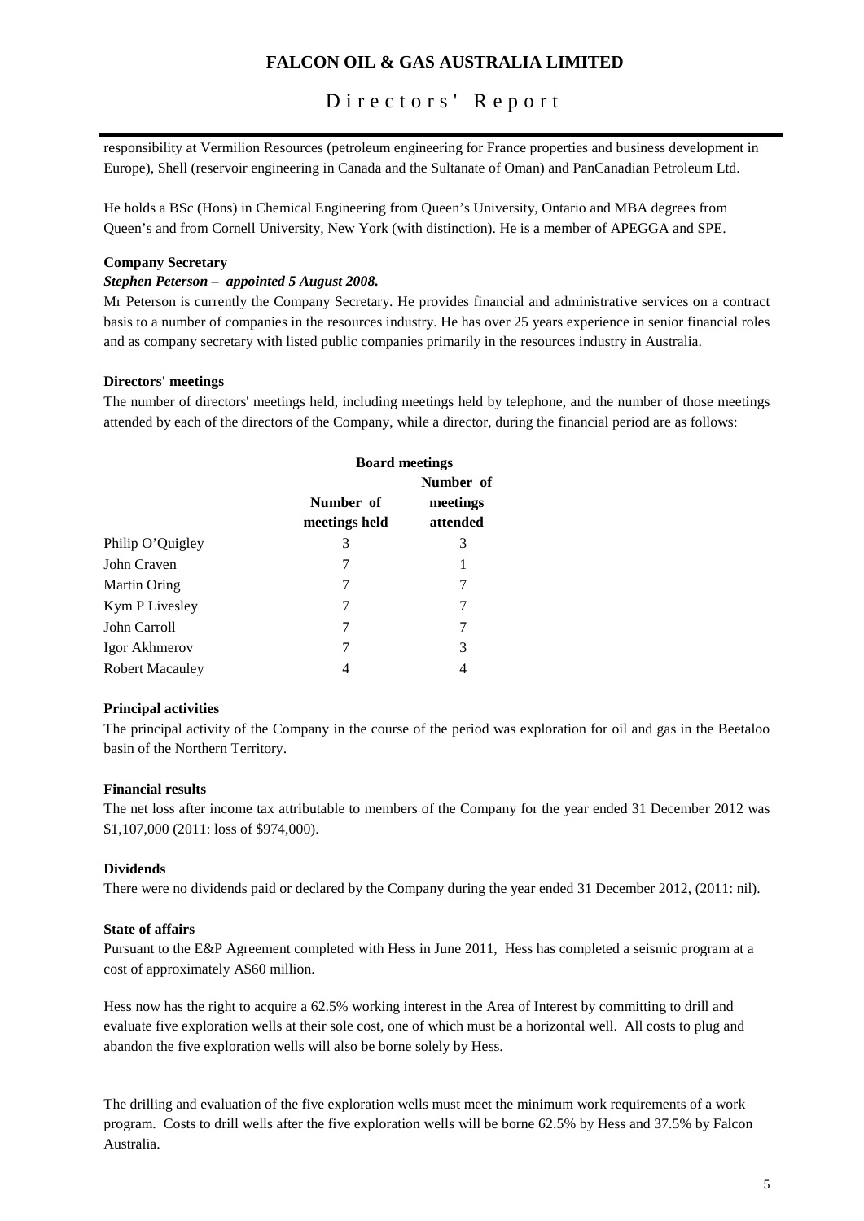responsibility at Vermilion Resources (petroleum engineering for France properties and business development in Europe), Shell (reservoir engineering in Canada and the Sultanate of Oman) and PanCanadian Petroleum Ltd.

He holds a BSc (Hons) in Chemical Engineering from Queen's University, Ontario and MBA degrees from Queen's and from Cornell University, New York (with distinction). He is a member of APEGGA and SPE.

**Company Secretary**

***Stephen Peterson – appointed 5 August 2008.***

Mr Peterson is currently the Company Secretary. He provides financial and administrative services on a contract basis to a number of companies in the resources industry. He has over 25 years experience in senior financial roles and as company secretary with listed public companies primarily in the resources industry in Australia.

**Directors' meetings**

The number of directors' meetings held, including meetings held by telephone, and the number of those meetings attended by each of the directors of the Company, while a director, during the financial period are as follows:

| | **Board meetings** | |
|---|---|---|
| | **Number of meetings held** | **Number of meetings attended** |
| Philip O'Quigley | 3 | 3 |
| John Craven | 7 | 1 |
| Martin Oring | 7 | 7 |
| Kym P Livesley | 7 | 7 |
| John Carroll | 7 | 7 |
| Igor Akhmerov | 7 | 3 |
| Robert Macauley | 4 | 4 |

**Principal activities**

The principal activity of the Company in the course of the period was exploration for oil and gas in the Beetaloo basin of the Northern Territory.

**Financial results**

The net loss after income tax attributable to members of the Company for the year ended 31 December 2012 was $1,107,000 (2011: loss of $974,000).

**Dividends**

There were no dividends paid or declared by the Company during the year ended 31 December 2012, (2011: nil).

**State of affairs**

Pursuant to the E&P Agreement completed with Hess in June 2011, Hess has completed a seismic program at a cost of approximately A$60 million.

Hess now has the right to acquire a 62.5% working interest in the Area of Interest by committing to drill and evaluate five exploration wells at their sole cost, one of which must be a horizontal well. All costs to plug and abandon the five exploration wells will also be borne solely by Hess.

The drilling and evaluation of the five exploration wells must meet the minimum work requirements of a work program. Costs to drill wells after the five exploration wells will be borne 62.5% by Hess and 37.5% by Falcon Australia.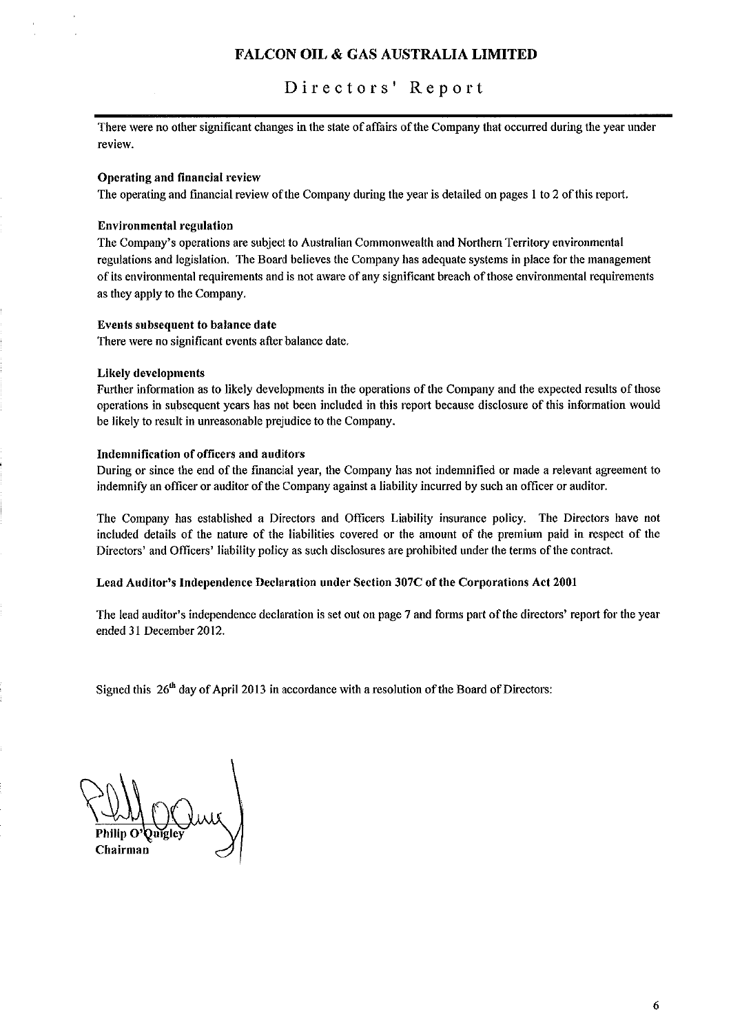There were no other significant changes in the state of affairs of the Company that occurred during the year under review.

**Operating and financial review**

The operating and financial review of the Company during the year is detailed on pages 1 to 2 of this report.

**Environmental regulation**

The Company's operations are subject to Australian Commonwealth and Northern Territory environmental regulations and legislation. The Board believes the Company has adequate systems in place for the management of its environmental requirements and is not aware of any significant breach of those environmental requirements as they apply to the Company.

**Events subsequent to balance date**

There were no significant events after balance date.

**Likely developments**

Further information as to likely developments in the operations of the Company and the expected results of those operations in subsequent years has not been included in this report because disclosure of this information would be likely to result in unreasonable prejudice to the Company.

**Indemnification of officers and auditors**

During or since the end of the financial year, the Company has not indemnified or made a relevant agreement to indemnify an officer or auditor of the Company against a liability incurred by such an officer or auditor.

The Company has established a Directors and Officers Liability insurance policy. The Directors have not included details of the nature of the liabilities covered or the amount of the premium paid in respect of the Directors' and Officers' liability policy as such disclosures are prohibited under the terms of the contract.

**Lead Auditor's Independence Declaration under Section 307C of the Corporations Act 2001**

The lead auditor's independence declaration is set out on page 7 and forms part of the directors' report for the year ended 31 December 2012.

Signed this 26th day of April 2013 in accordance with a resolution of the Board of Directors:

**Philip O'Quigley**
**Chairman**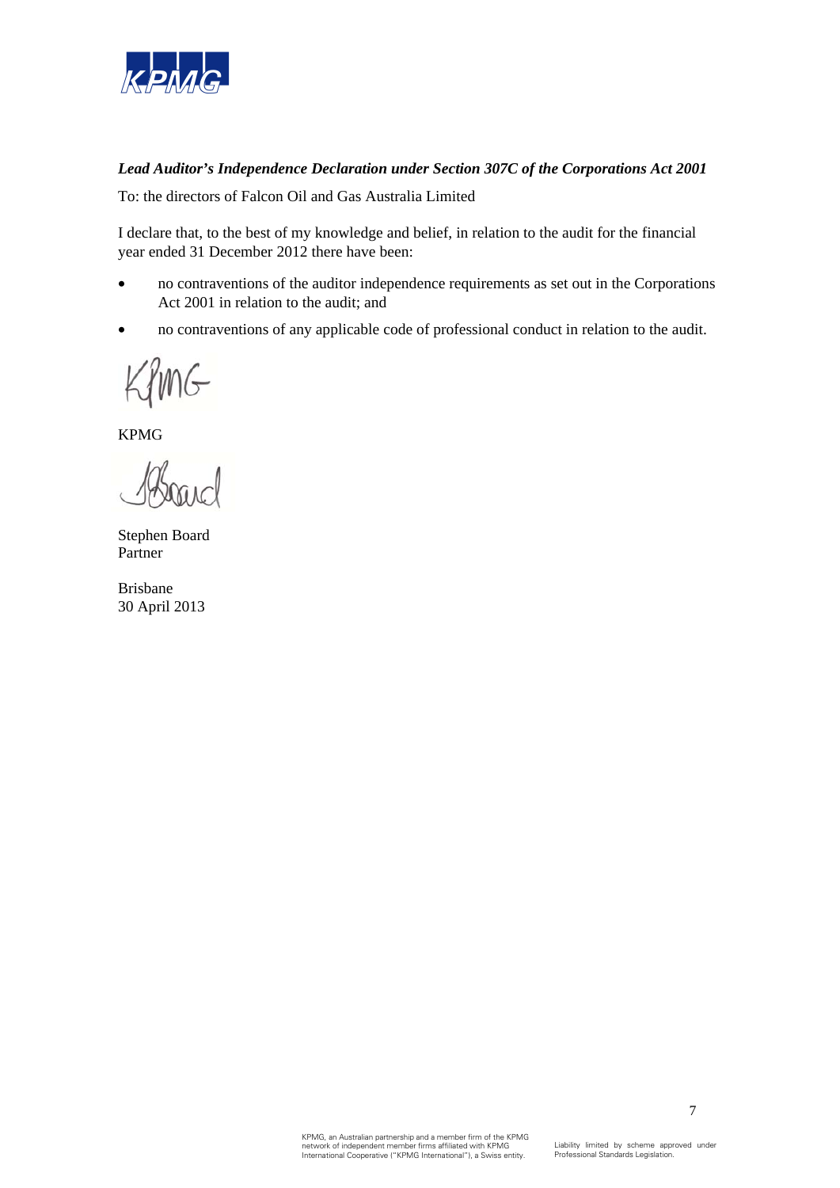***Lead Auditor's Independence Declaration under Section 307C of the Corporations Act 2001***

To: the directors of Falcon Oil and Gas Australia Limited

I declare that, to the best of my knowledge and belief, in relation to the audit for the financial year ended 31 December 2012 there have been:

- no contraventions of the auditor independence requirements as set out in the Corporations Act 2001 in relation to the audit; and
- no contraventions of any applicable code of professional conduct in relation to the audit.

KPMG

Stephen Board
Partner

Brisbane
30 April 2013

KPMG, an Australian partnership and a member firm of the KPMG network of independent member firms affiliated with KPMG International Cooperative ("KPMG International"), a Swiss entity.

Liability limited by scheme approved under Professional Standards Legislation.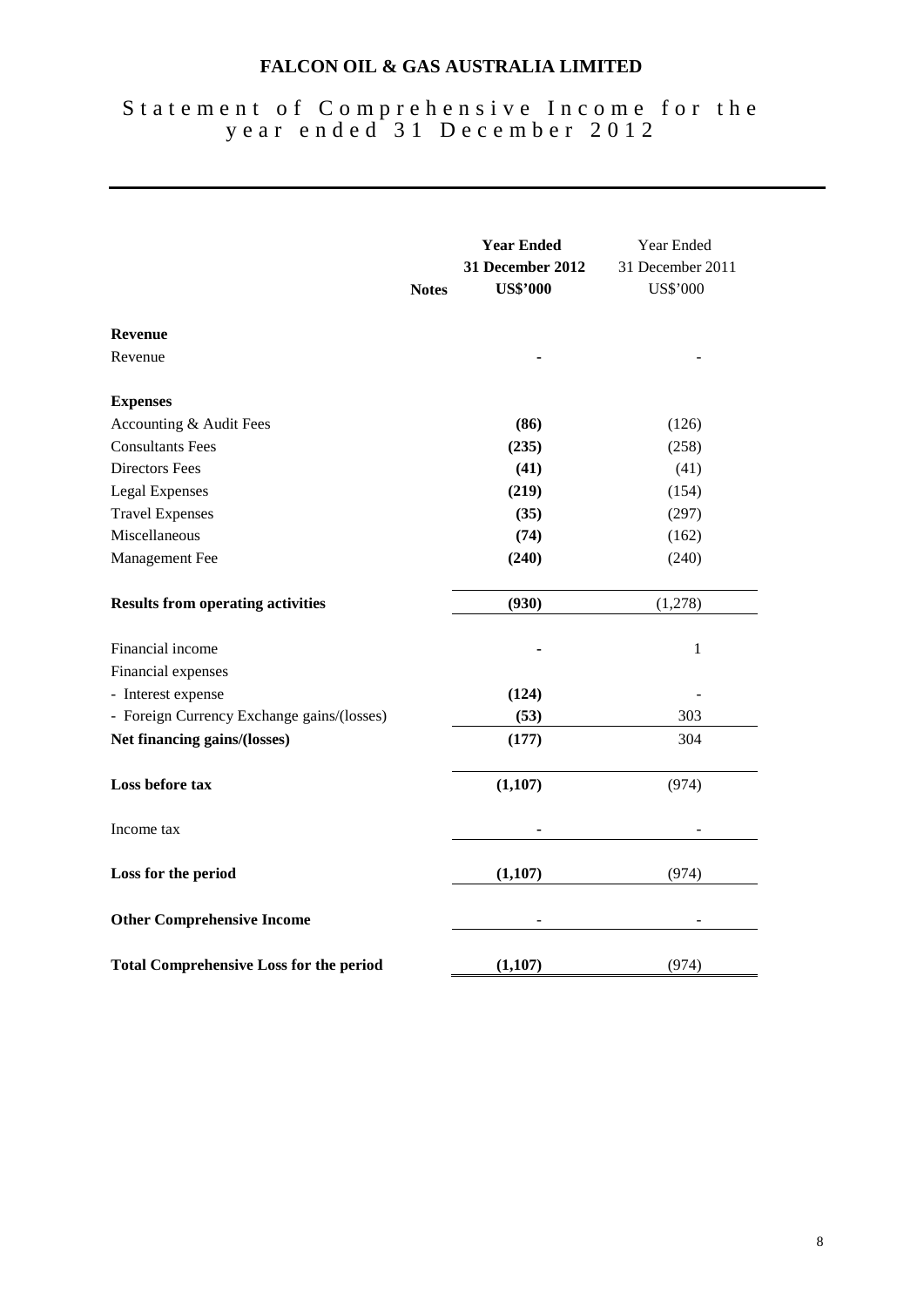# FALCON OIL & GAS AUSTRALIA LIMITED

## Statement of Comprehensive Income for the year ended 31 December 2012

| | Notes | **Year Ended 31 December 2012 US$'000** | Year Ended 31 December 2011 US$'000 |
|---|---|---|---|
| **Revenue** | | | |
| Revenue | | **-** | - |
| **Expenses** | | | |
| Accounting & Audit Fees | | **(86)** | (126) |
| Consultants Fees | | **(235)** | (258) |
| Directors Fees | | **(41)** | (41) |
| Legal Expenses | | **(219)** | (154) |
| Travel Expenses | | **(35)** | (297) |
| Miscellaneous | | **(74)** | (162) |
| Management Fee | | **(240)** | (240) |
| **Results from operating activities** | | **(930)** | (1,278) |
| Financial income | | **-** | 1 |
| Financial expenses | | | |
| - Interest expense | | **(124)** | - |
| - Foreign Currency Exchange gains/(losses) | | **(53)** | 303 |
| **Net financing gains/(losses)** | | **(177)** | 304 |
| **Loss before tax** | | **(1,107)** | (974) |
| Income tax | | **-** | - |
| **Loss for the period** | | **(1,107)** | (974) |
| **Other Comprehensive Income** | | - | - |
| **Total Comprehensive Loss for the period** | | **(1,107)** | (974) |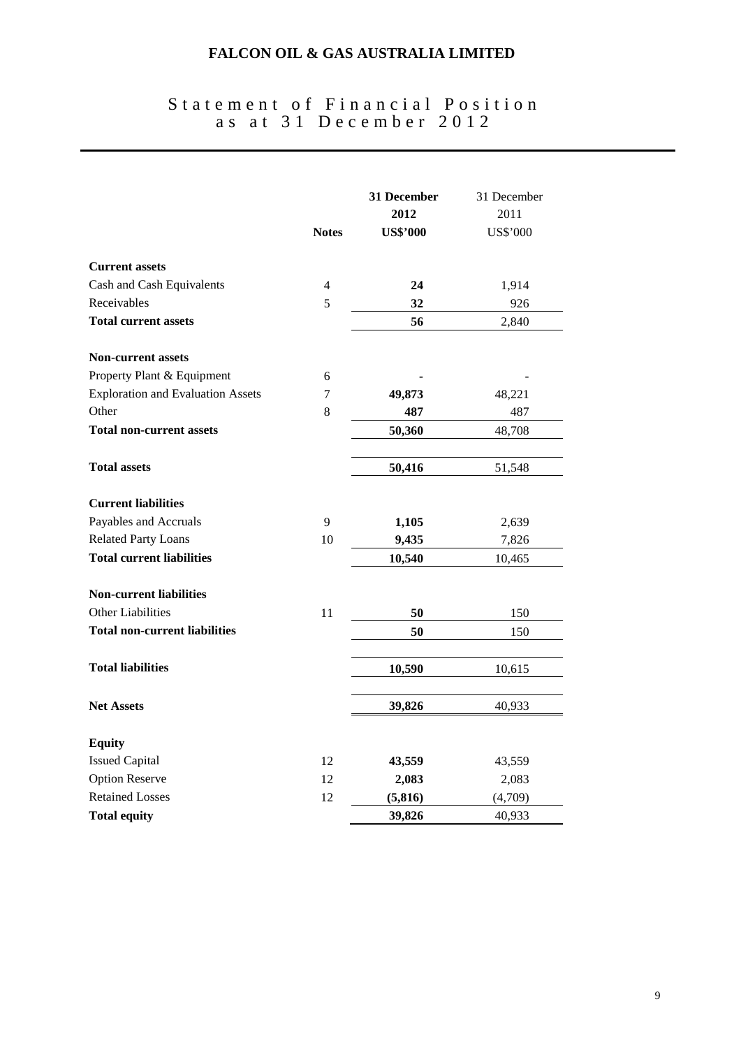# FALCON OIL & GAS AUSTRALIA LIMITED

## Statement of Financial Position as at 31 December 2012

| | Notes | 31 December 2012 US$'000 | 31 December 2011 US$'000 |
|---|---|---|---|
| **Current assets** | | | |
| Cash and Cash Equivalents | 4 | **24** | 1,914 |
| Receivables | 5 | **32** | 926 |
| **Total current assets** | | **56** | 2,840 |
| **Non-current assets** | | | |
| Property Plant & Equipment | 6 | **-** | - |
| Exploration and Evaluation Assets | 7 | **49,873** | 48,221 |
| Other | 8 | **487** | 487 |
| **Total non-current assets** | | **50,360** | 48,708 |
| **Total assets** | | **50,416** | 51,548 |
| **Current liabilities** | | | |
| Payables and Accruals | 9 | **1,105** | 2,639 |
| Related Party Loans | 10 | **9,435** | 7,826 |
| **Total current liabilities** | | **10,540** | 10,465 |
| **Non-current liabilities** | | | |
| Other Liabilities | 11 | **50** | 150 |
| **Total non-current liabilities** | | **50** | 150 |
| **Total liabilities** | | **10,590** | 10,615 |
| **Net Assets** | | **39,826** | 40,933 |
| **Equity** | | | |
| Issued Capital | 12 | **43,559** | 43,559 |
| Option Reserve | 12 | **2,083** | 2,083 |
| Retained Losses | 12 | **(5,816)** | (4,709) |
| **Total equity** | | **39,826** | 40,933 |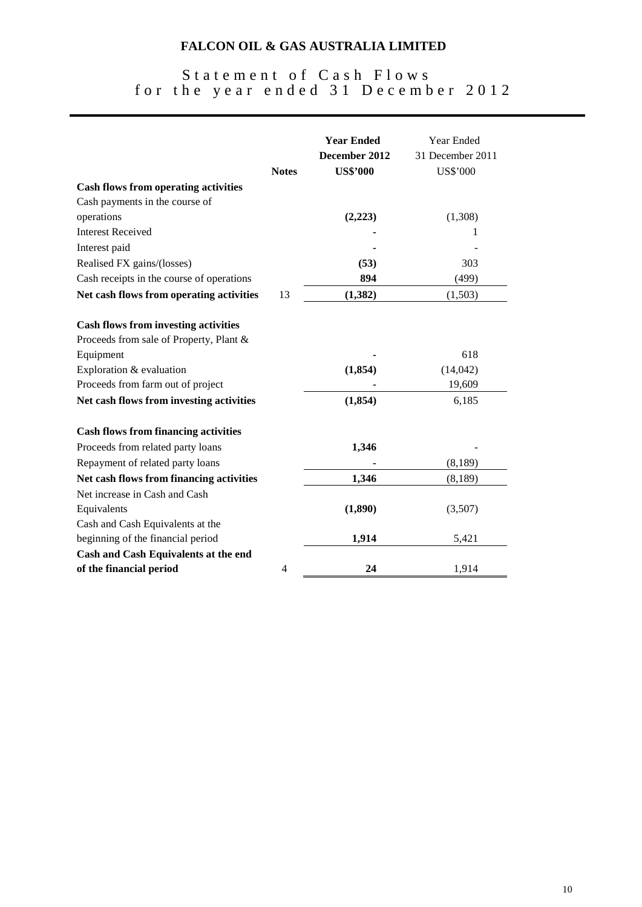# FALCON OIL & GAS AUSTRALIA LIMITED

## Statement of Cash Flows for the year ended 31 December 2012

| | Notes | **Year Ended December 2012 US$'000** | Year Ended 31 December 2011 US$'000 |
|---|---|---|---|
| **Cash flows from operating activities** | | | |
| Cash payments in the course of operations | | **(2,223)** | (1,308) |
| Interest Received | | **-** | 1 |
| Interest paid | | **-** | - |
| Realised FX gains/(losses) | | **(53)** | 303 |
| Cash receipts in the course of operations | | **894** | (499) |
| **Net cash flows from operating activities** | 13 | **(1,382)** | (1,503) |
| **Cash flows from investing activities** | | | |
| Proceeds from sale of Property, Plant & Equipment | | **-** | 618 |
| Exploration & evaluation | | **(1,854)** | (14,042) |
| Proceeds from farm out of project | | **-** | 19,609 |
| **Net cash flows from investing activities** | | **(1,854)** | 6,185 |
| **Cash flows from financing activities** | | | |
| Proceeds from related party loans | | **1,346** | - |
| Repayment of related party loans | | **-** | (8,189) |
| **Net cash flows from financing activities** | | **1,346** | (8,189) |
| Net increase in Cash and Cash Equivalents | | **(1,890)** | (3,507) |
| Cash and Cash Equivalents at the beginning of the financial period | | **1,914** | 5,421 |
| **Cash and Cash Equivalents at the end of the financial period** | 4 | **24** | 1,914 |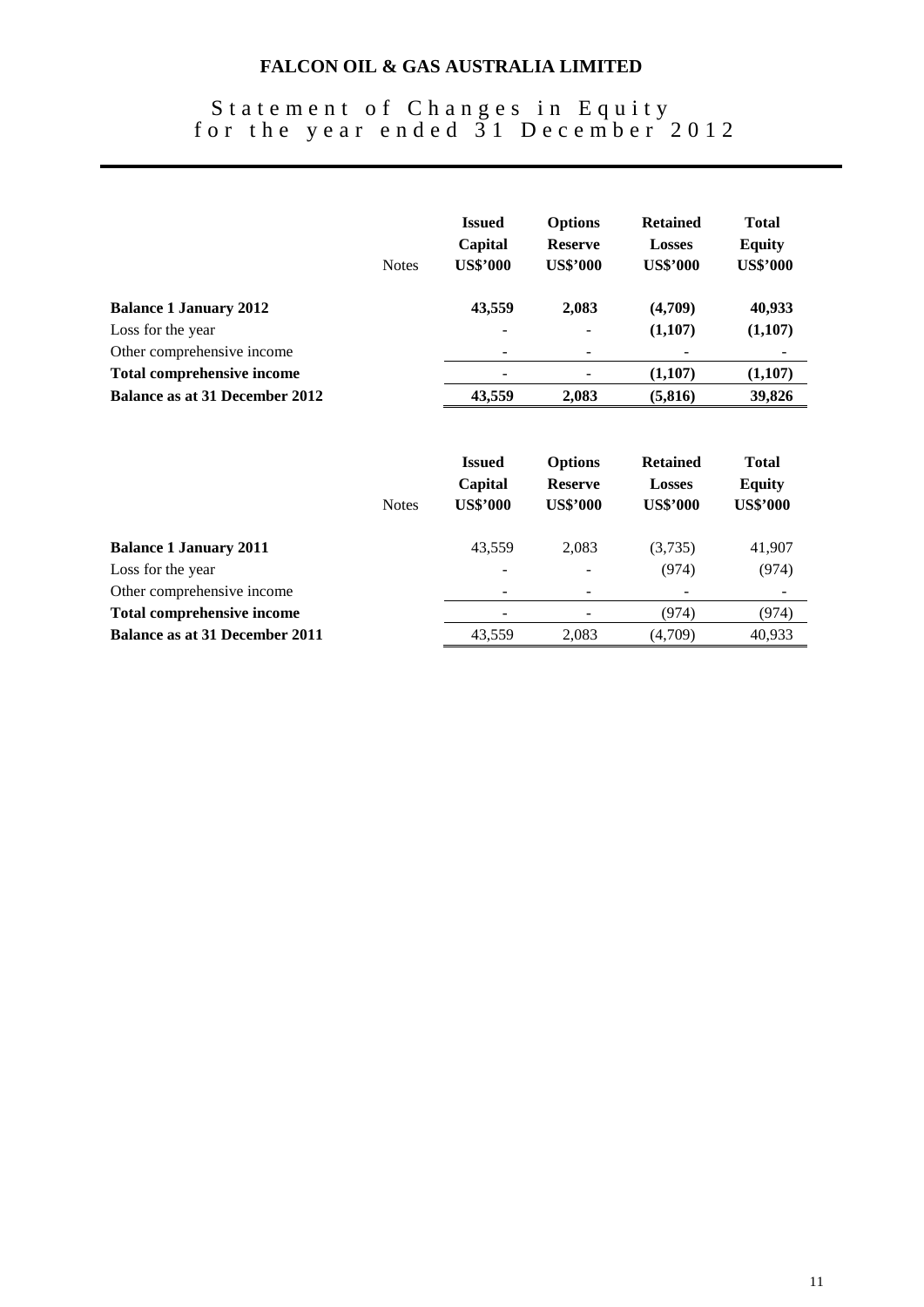# FALCON OIL & GAS AUSTRALIA LIMITED

## Statement of Changes in Equity for the year ended 31 December 2012

| | Notes | Issued Capital US$'000 | Options Reserve US$'000 | Retained Losses US$'000 | Total Equity US$'000 |
|---|---|---|---|---|---|
| **Balance 1 January 2012** | | **43,559** | **2,083** | **(4,709)** | **40,933** |
| Loss for the year | | - | - | **(1,107)** | **(1,107)** |
| Other comprehensive income | | - | - | - | - |
| **Total comprehensive income** | | - | - | **(1,107)** | **(1,107)** |
| **Balance as at 31 December 2012** | | **43,559** | **2,083** | **(5,816)** | **39,826** |

| | Notes | Issued Capital US$'000 | Options Reserve US$'000 | Retained Losses US$'000 | Total Equity US$'000 |
|---|---|---|---|---|---|
| **Balance 1 January 2011** | | 43,559 | 2,083 | (3,735) | 41,907 |
| Loss for the year | | - | - | (974) | (974) |
| Other comprehensive income | | - | - | - | - |
| **Total comprehensive income** | | - | - | (974) | (974) |
| **Balance as at 31 December 2011** | | 43,559 | 2,083 | (4,709) | 40,933 |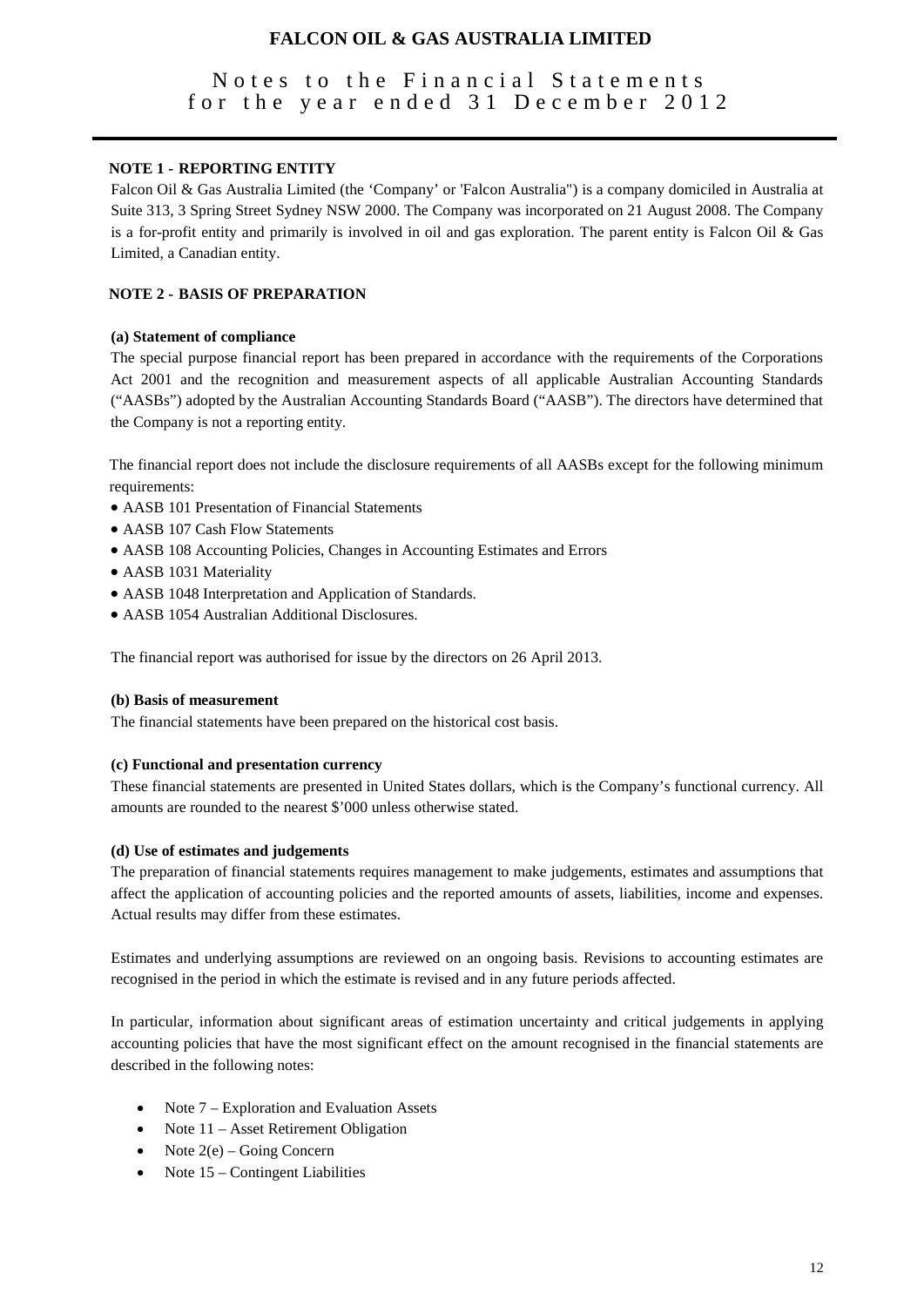# FALCON OIL & GAS AUSTRALIA LIMITED

## Notes to the Financial Statements for the year ended 31 December 2012

### NOTE 1 - REPORTING ENTITY

Falcon Oil & Gas Australia Limited (the 'Company' or 'Falcon Australia") is a company domiciled in Australia at Suite 313, 3 Spring Street Sydney NSW 2000. The Company was incorporated on 21 August 2008. The Company is a for-profit entity and primarily is involved in oil and gas exploration. The parent entity is Falcon Oil & Gas Limited, a Canadian entity.

### NOTE 2 - BASIS OF PREPARATION

**(a) Statement of compliance**

The special purpose financial report has been prepared in accordance with the requirements of the Corporations Act 2001 and the recognition and measurement aspects of all applicable Australian Accounting Standards ("AASBs") adopted by the Australian Accounting Standards Board ("AASB"). The directors have determined that the Company is not a reporting entity.

The financial report does not include the disclosure requirements of all AASBs except for the following minimum requirements:

- AASB 101 Presentation of Financial Statements
- AASB 107 Cash Flow Statements
- AASB 108 Accounting Policies, Changes in Accounting Estimates and Errors
- AASB 1031 Materiality
- AASB 1048 Interpretation and Application of Standards.
- AASB 1054 Australian Additional Disclosures.

The financial report was authorised for issue by the directors on 26 April 2013.

**(b) Basis of measurement**

The financial statements have been prepared on the historical cost basis.

**(c) Functional and presentation currency**

These financial statements are presented in United States dollars, which is the Company's functional currency. All amounts are rounded to the nearest $'000 unless otherwise stated.

**(d) Use of estimates and judgements**

The preparation of financial statements requires management to make judgements, estimates and assumptions that affect the application of accounting policies and the reported amounts of assets, liabilities, income and expenses. Actual results may differ from these estimates.

Estimates and underlying assumptions are reviewed on an ongoing basis. Revisions to accounting estimates are recognised in the period in which the estimate is revised and in any future periods affected.

In particular, information about significant areas of estimation uncertainty and critical judgements in applying accounting policies that have the most significant effect on the amount recognised in the financial statements are described in the following notes:

- Note 7 – Exploration and Evaluation Assets
- Note 11 – Asset Retirement Obligation
- Note 2(e) – Going Concern
- Note 15 – Contingent Liabilities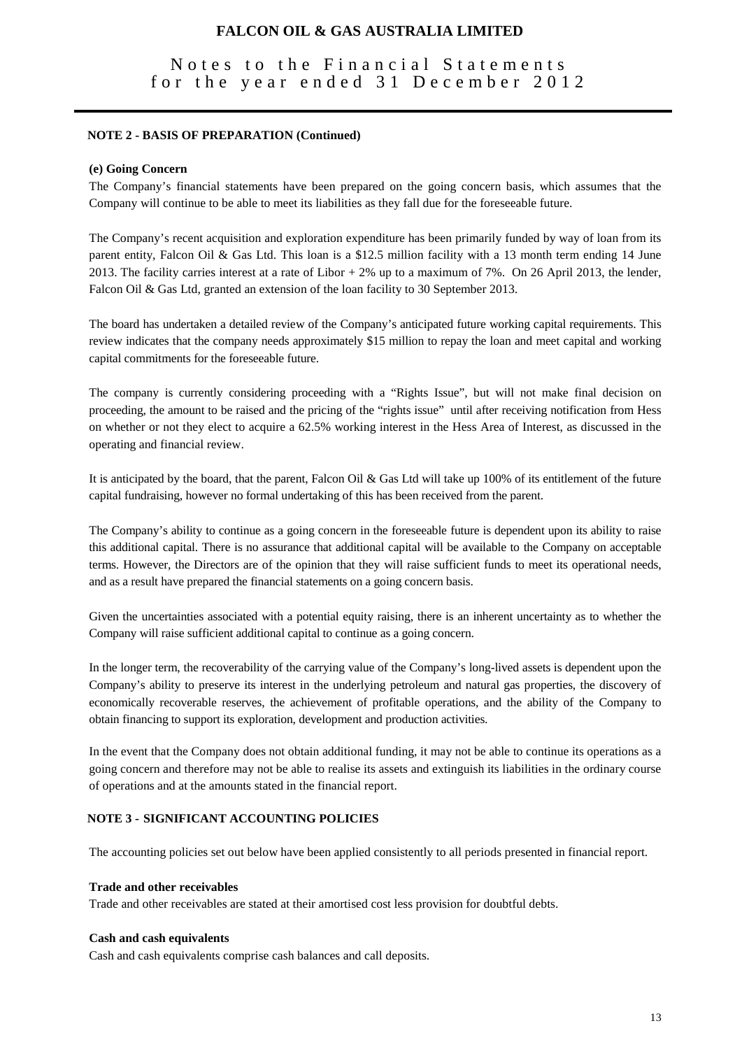### NOTE 2 - BASIS OF PREPARATION (Continued)

**(e) Going Concern**

The Company's financial statements have been prepared on the going concern basis, which assumes that the Company will continue to be able to meet its liabilities as they fall due for the foreseeable future.

The Company's recent acquisition and exploration expenditure has been primarily funded by way of loan from its parent entity, Falcon Oil & Gas Ltd. This loan is a $12.5 million facility with a 13 month term ending 14 June 2013. The facility carries interest at a rate of Libor + 2% up to a maximum of 7%. On 26 April 2013, the lender, Falcon Oil & Gas Ltd, granted an extension of the loan facility to 30 September 2013.

The board has undertaken a detailed review of the Company's anticipated future working capital requirements. This review indicates that the company needs approximately $15 million to repay the loan and meet capital and working capital commitments for the foreseeable future.

The company is currently considering proceeding with a "Rights Issue", but will not make final decision on proceeding, the amount to be raised and the pricing of the "rights issue" until after receiving notification from Hess on whether or not they elect to acquire a 62.5% working interest in the Hess Area of Interest, as discussed in the operating and financial review.

It is anticipated by the board, that the parent, Falcon Oil & Gas Ltd will take up 100% of its entitlement of the future capital fundraising, however no formal undertaking of this has been received from the parent.

The Company's ability to continue as a going concern in the foreseeable future is dependent upon its ability to raise this additional capital. There is no assurance that additional capital will be available to the Company on acceptable terms. However, the Directors are of the opinion that they will raise sufficient funds to meet its operational needs, and as a result have prepared the financial statements on a going concern basis.

Given the uncertainties associated with a potential equity raising, there is an inherent uncertainty as to whether the Company will raise sufficient additional capital to continue as a going concern.

In the longer term, the recoverability of the carrying value of the Company's long-lived assets is dependent upon the Company's ability to preserve its interest in the underlying petroleum and natural gas properties, the discovery of economically recoverable reserves, the achievement of profitable operations, and the ability of the Company to obtain financing to support its exploration, development and production activities.

In the event that the Company does not obtain additional funding, it may not be able to continue its operations as a going concern and therefore may not be able to realise its assets and extinguish its liabilities in the ordinary course of operations and at the amounts stated in the financial report.

### NOTE 3 - SIGNIFICANT ACCOUNTING POLICIES

The accounting policies set out below have been applied consistently to all periods presented in financial report.

**Trade and other receivables**

Trade and other receivables are stated at their amortised cost less provision for doubtful debts.

**Cash and cash equivalents**

Cash and cash equivalents comprise cash balances and call deposits.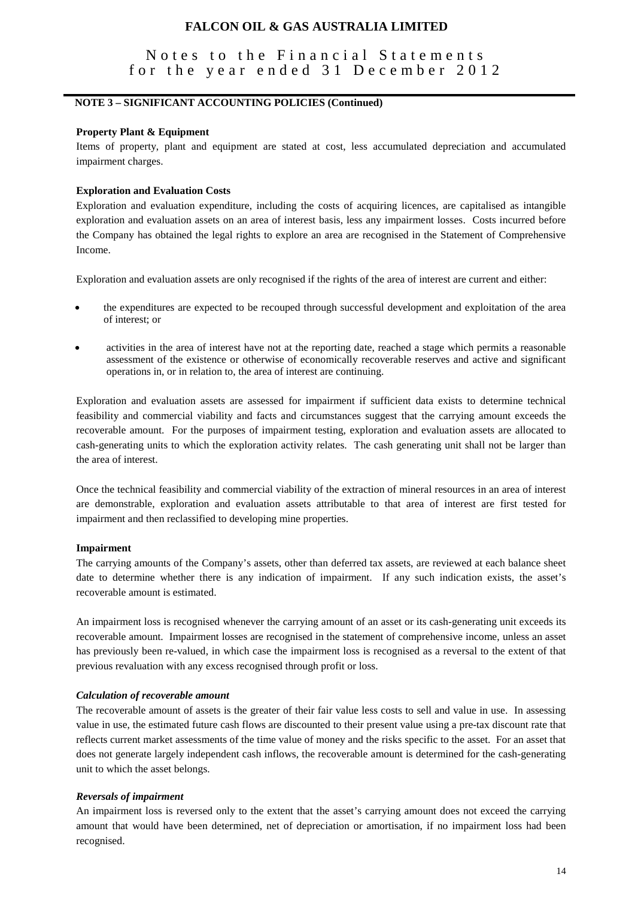## NOTE 3 – SIGNIFICANT ACCOUNTING POLICIES (Continued)

**Property Plant & Equipment**

Items of property, plant and equipment are stated at cost, less accumulated depreciation and accumulated impairment charges.

**Exploration and Evaluation Costs**

Exploration and evaluation expenditure, including the costs of acquiring licences, are capitalised as intangible exploration and evaluation assets on an area of interest basis, less any impairment losses. Costs incurred before the Company has obtained the legal rights to explore an area are recognised in the Statement of Comprehensive Income.

Exploration and evaluation assets are only recognised if the rights of the area of interest are current and either:

- the expenditures are expected to be recouped through successful development and exploitation of the area of interest; or
- activities in the area of interest have not at the reporting date, reached a stage which permits a reasonable assessment of the existence or otherwise of economically recoverable reserves and active and significant operations in, or in relation to, the area of interest are continuing.

Exploration and evaluation assets are assessed for impairment if sufficient data exists to determine technical feasibility and commercial viability and facts and circumstances suggest that the carrying amount exceeds the recoverable amount. For the purposes of impairment testing, exploration and evaluation assets are allocated to cash-generating units to which the exploration activity relates. The cash generating unit shall not be larger than the area of interest.

Once the technical feasibility and commercial viability of the extraction of mineral resources in an area of interest are demonstrable, exploration and evaluation assets attributable to that area of interest are first tested for impairment and then reclassified to developing mine properties.

**Impairment**

The carrying amounts of the Company's assets, other than deferred tax assets, are reviewed at each balance sheet date to determine whether there is any indication of impairment. If any such indication exists, the asset's recoverable amount is estimated.

An impairment loss is recognised whenever the carrying amount of an asset or its cash-generating unit exceeds its recoverable amount. Impairment losses are recognised in the statement of comprehensive income, unless an asset has previously been re-valued, in which case the impairment loss is recognised as a reversal to the extent of that previous revaluation with any excess recognised through profit or loss.

***Calculation of recoverable amount***

The recoverable amount of assets is the greater of their fair value less costs to sell and value in use. In assessing value in use, the estimated future cash flows are discounted to their present value using a pre-tax discount rate that reflects current market assessments of the time value of money and the risks specific to the asset. For an asset that does not generate largely independent cash inflows, the recoverable amount is determined for the cash-generating unit to which the asset belongs.

***Reversals of impairment***

An impairment loss is reversed only to the extent that the asset's carrying amount does not exceed the carrying amount that would have been determined, net of depreciation or amortisation, if no impairment loss had been recognised.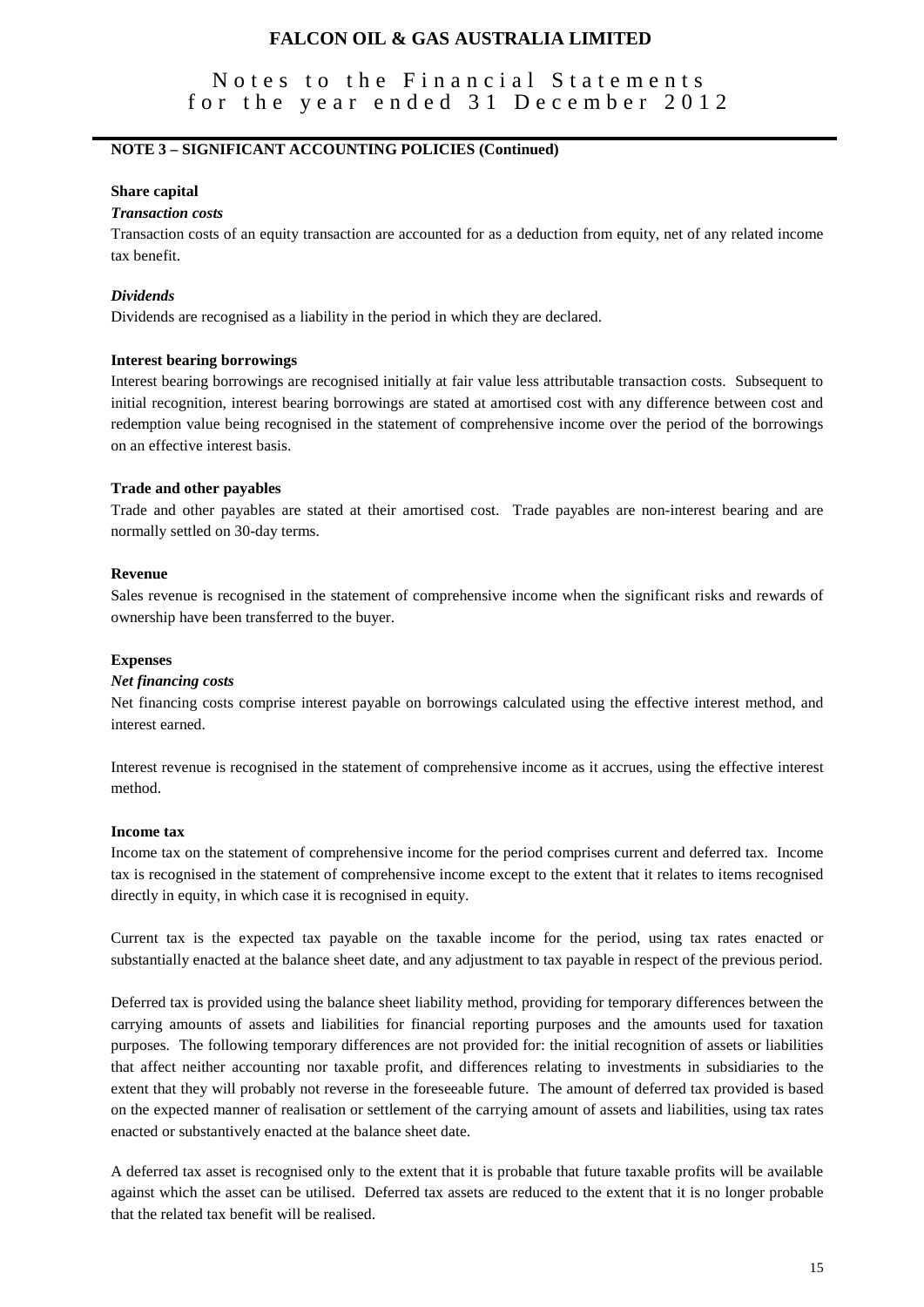## NOTE 3 – SIGNIFICANT ACCOUNTING POLICIES (Continued)

**Share capital**

***Transaction costs***

Transaction costs of an equity transaction are accounted for as a deduction from equity, net of any related income tax benefit.

***Dividends***

Dividends are recognised as a liability in the period in which they are declared.

**Interest bearing borrowings**

Interest bearing borrowings are recognised initially at fair value less attributable transaction costs. Subsequent to initial recognition, interest bearing borrowings are stated at amortised cost with any difference between cost and redemption value being recognised in the statement of comprehensive income over the period of the borrowings on an effective interest basis.

**Trade and other payables**

Trade and other payables are stated at their amortised cost. Trade payables are non-interest bearing and are normally settled on 30-day terms.

**Revenue**

Sales revenue is recognised in the statement of comprehensive income when the significant risks and rewards of ownership have been transferred to the buyer.

**Expenses**

***Net financing costs***

Net financing costs comprise interest payable on borrowings calculated using the effective interest method, and interest earned.

Interest revenue is recognised in the statement of comprehensive income as it accrues, using the effective interest method.

**Income tax**

Income tax on the statement of comprehensive income for the period comprises current and deferred tax. Income tax is recognised in the statement of comprehensive income except to the extent that it relates to items recognised directly in equity, in which case it is recognised in equity.

Current tax is the expected tax payable on the taxable income for the period, using tax rates enacted or substantially enacted at the balance sheet date, and any adjustment to tax payable in respect of the previous period.

Deferred tax is provided using the balance sheet liability method, providing for temporary differences between the carrying amounts of assets and liabilities for financial reporting purposes and the amounts used for taxation purposes. The following temporary differences are not provided for: the initial recognition of assets or liabilities that affect neither accounting nor taxable profit, and differences relating to investments in subsidiaries to the extent that they will probably not reverse in the foreseeable future. The amount of deferred tax provided is based on the expected manner of realisation or settlement of the carrying amount of assets and liabilities, using tax rates enacted or substantively enacted at the balance sheet date.

A deferred tax asset is recognised only to the extent that it is probable that future taxable profits will be available against which the asset can be utilised. Deferred tax assets are reduced to the extent that it is no longer probable that the related tax benefit will be realised.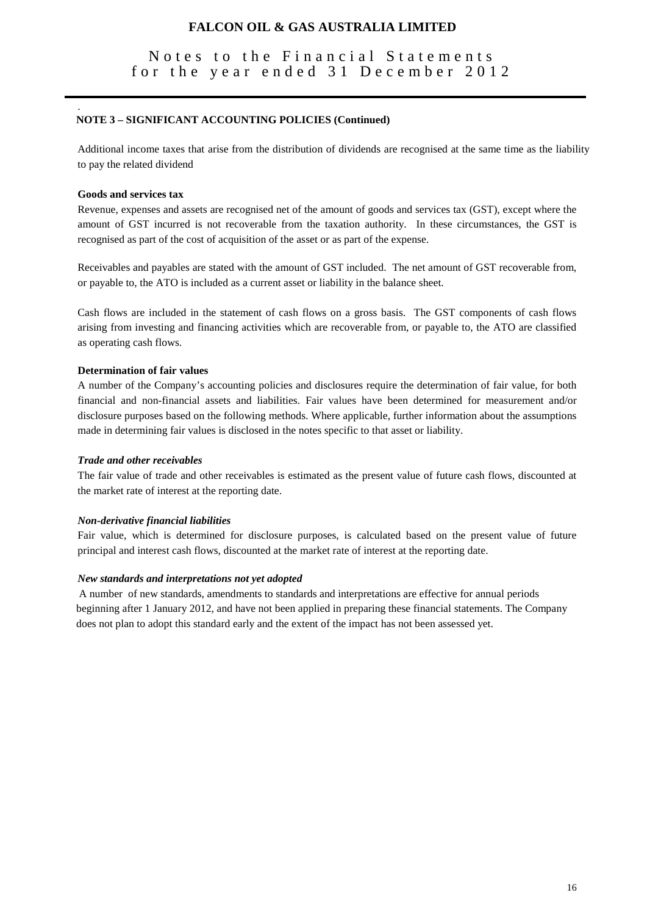## NOTE 3 – SIGNIFICANT ACCOUNTING POLICIES (Continued)

Additional income taxes that arise from the distribution of dividends are recognised at the same time as the liability to pay the related dividend

**Goods and services tax**

Revenue, expenses and assets are recognised net of the amount of goods and services tax (GST), except where the amount of GST incurred is not recoverable from the taxation authority. In these circumstances, the GST is recognised as part of the cost of acquisition of the asset or as part of the expense.

Receivables and payables are stated with the amount of GST included. The net amount of GST recoverable from, or payable to, the ATO is included as a current asset or liability in the balance sheet.

Cash flows are included in the statement of cash flows on a gross basis. The GST components of cash flows arising from investing and financing activities which are recoverable from, or payable to, the ATO are classified as operating cash flows.

**Determination of fair values**

A number of the Company's accounting policies and disclosures require the determination of fair value, for both financial and non-financial assets and liabilities. Fair values have been determined for measurement and/or disclosure purposes based on the following methods. Where applicable, further information about the assumptions made in determining fair values is disclosed in the notes specific to that asset or liability.

***Trade and other receivables***

The fair value of trade and other receivables is estimated as the present value of future cash flows, discounted at the market rate of interest at the reporting date.

***Non-derivative financial liabilities***

Fair value, which is determined for disclosure purposes, is calculated based on the present value of future principal and interest cash flows, discounted at the market rate of interest at the reporting date.

***New standards and interpretations not yet adopted***

A number of new standards, amendments to standards and interpretations are effective for annual periods beginning after 1 January 2012, and have not been applied in preparing these financial statements. The Company does not plan to adopt this standard early and the extent of the impact has not been assessed yet.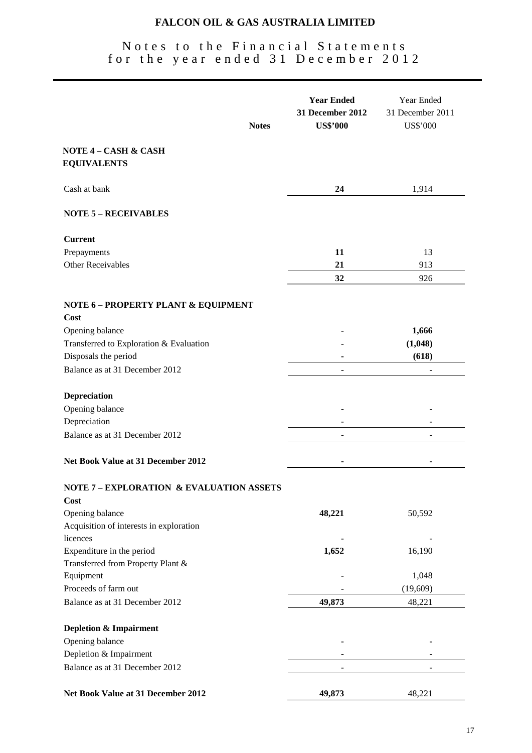# FALCON OIL & GAS AUSTRALIA LIMITED

## Notes to the Financial Statements for the year ended 31 December 2012

| | Notes | **Year Ended 31 December 2012 US$'000** | Year Ended 31 December 2011 US$'000 |
|---|---|---|---|
| **NOTE 4 – CASH & CASH EQUIVALENTS** | | | |
| Cash at bank | | **24** | 1,914 |
| **NOTE 5 – RECEIVABLES** | | | |
| **Current** | | | |
| Prepayments | | **11** | 13 |
| Other Receivables | | **21** | 913 |
| | | **32** | 926 |
| **NOTE 6 – PROPERTY PLANT & EQUIPMENT** | | | |
| **Cost** | | | |
| Opening balance | | **-** | **1,666** |
| Transferred to Exploration & Evaluation | | **-** | **(1,048)** |
| Disposals the period | | **-** | **(618)** |
| Balance as at 31 December 2012 | | **-** | **-** |
| **Depreciation** | | | |
| Opening balance | | **-** | - |
| Depreciation | | **-** | - |
| Balance as at 31 December 2012 | | **-** | - |
| **Net Book Value at 31 December 2012** | | **-** | - |
| **NOTE 7 – EXPLORATION & EVALUATION ASSETS** | | | |
| **Cost** | | | |
| Opening balance | | **48,221** | 50,592 |
| Acquisition of interests in exploration licences | | **-** | - |
| Expenditure in the period | | **1,652** | 16,190 |
| Transferred from Property Plant & Equipment | | **-** | 1,048 |
| Proceeds of farm out | | **-** | (19,609) |
| Balance as at 31 December 2012 | | **49,873** | 48,221 |
| **Depletion & Impairment** | | | |
| Opening balance | | **-** | - |
| Depletion & Impairment | | **-** | - |
| Balance as at 31 December 2012 | | **-** | - |
| **Net Book Value at 31 December 2012** | | **49,873** | 48,221 |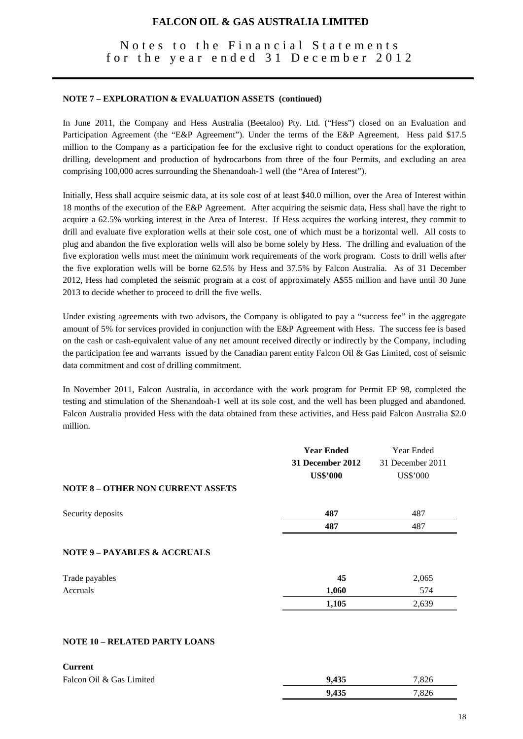**NOTE 7 – EXPLORATION & EVALUATION ASSETS (continued)**

In June 2011, the Company and Hess Australia (Beetaloo) Pty. Ltd. ("Hess") closed on an Evaluation and Participation Agreement (the "E&P Agreement"). Under the terms of the E&P Agreement, Hess paid $17.5 million to the Company as a participation fee for the exclusive right to conduct operations for the exploration, drilling, development and production of hydrocarbons from three of the four Permits, and excluding an area comprising 100,000 acres surrounding the Shenandoah-1 well (the "Area of Interest").

Initially, Hess shall acquire seismic data, at its sole cost of at least $40.0 million, over the Area of Interest within 18 months of the execution of the E&P Agreement. After acquiring the seismic data, Hess shall have the right to acquire a 62.5% working interest in the Area of Interest. If Hess acquires the working interest, they commit to drill and evaluate five exploration wells at their sole cost, one of which must be a horizontal well. All costs to plug and abandon the five exploration wells will also be borne solely by Hess. The drilling and evaluation of the five exploration wells must meet the minimum work requirements of the work program. Costs to drill wells after the five exploration wells will be borne 62.5% by Hess and 37.5% by Falcon Australia. As of 31 December 2012, Hess had completed the seismic program at a cost of approximately A$55 million and have until 30 June 2013 to decide whether to proceed to drill the five wells.

Under existing agreements with two advisors, the Company is obligated to pay a "success fee" in the aggregate amount of 5% for services provided in conjunction with the E&P Agreement with Hess. The success fee is based on the cash or cash-equivalent value of any net amount received directly or indirectly by the Company, including the participation fee and warrants issued by the Canadian parent entity Falcon Oil & Gas Limited, cost of seismic data commitment and cost of drilling commitment.

In November 2011, Falcon Australia, in accordance with the work program for Permit EP 98, completed the testing and stimulation of the Shenandoah-1 well at its sole cost, and the well has been plugged and abandoned. Falcon Australia provided Hess with the data obtained from these activities, and Hess paid Falcon Australia $2.0 million.

| | **Year Ended 31 December 2012 US$'000** | Year Ended 31 December 2011 US$'000 |
|---|---|---|
| **NOTE 8 – OTHER NON CURRENT ASSETS** | | |
| Security deposits | **487** | 487 |
| | **487** | 487 |
| **NOTE 9 – PAYABLES & ACCRUALS** | | |
| Trade payables | **45** | 2,065 |
| Accruals | **1,060** | 574 |
| | **1,105** | 2,639 |
| **NOTE 10 – RELATED PARTY LOANS** | | |
| **Current** | | |
| Falcon Oil & Gas Limited | **9,435** | 7,826 |
| | **9,435** | 7,826 |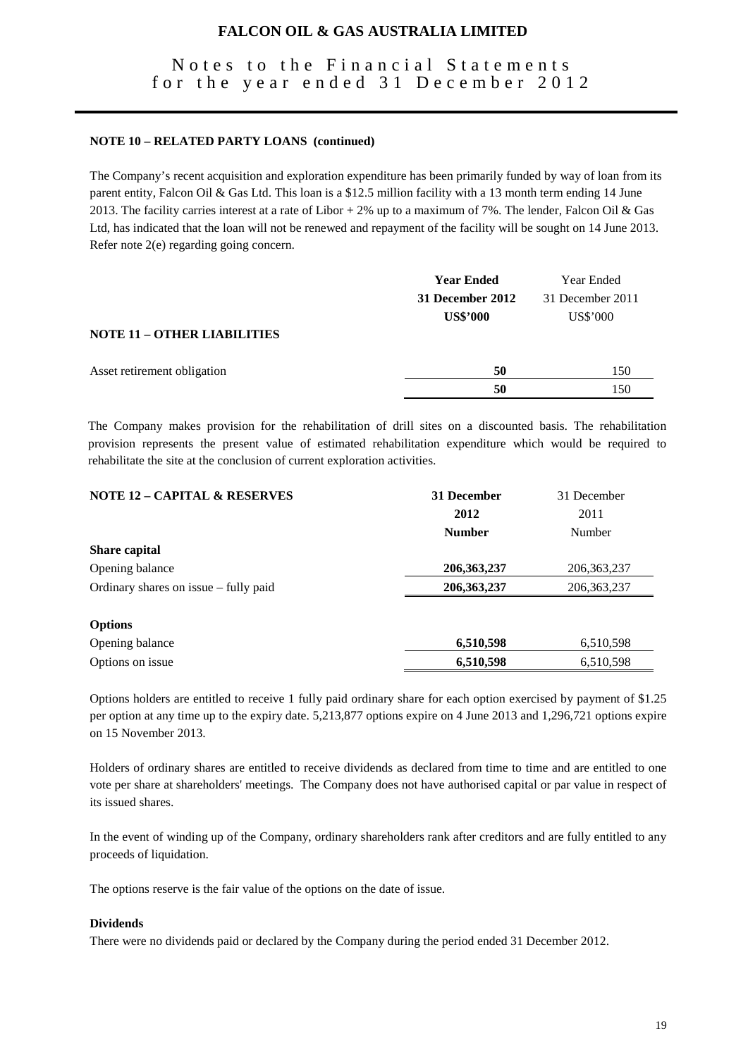**NOTE 10 – RELATED PARTY LOANS (continued)**

The Company's recent acquisition and exploration expenditure has been primarily funded by way of loan from its parent entity, Falcon Oil & Gas Ltd. This loan is a $12.5 million facility with a 13 month term ending 14 June 2013. The facility carries interest at a rate of Libor + 2% up to a maximum of 7%. The lender, Falcon Oil & Gas Ltd, has indicated that the loan will not be renewed and repayment of the facility will be sought on 14 June 2013. Refer note 2(e) regarding going concern.

| | **Year Ended 31 December 2012 US$'000** | Year Ended 31 December 2011 US$'000 |
|---|---|---|
| **NOTE 11 – OTHER LIABILITIES** | | |
| Asset retirement obligation | **50** | 150 |
| | **50** | 150 |

The Company makes provision for the rehabilitation of drill sites on a discounted basis. The rehabilitation provision represents the present value of estimated rehabilitation expenditure which would be required to rehabilitate the site at the conclusion of current exploration activities.

| **NOTE 12 – CAPITAL & RESERVES** | **31 December 2012 Number** | 31 December 2011 Number |
|---|---|---|
| **Share capital** | | |
| Opening balance | **206,363,237** | 206,363,237 |
| Ordinary shares on issue – fully paid | **206,363,237** | 206,363,237 |
| **Options** | | |
| Opening balance | **6,510,598** | 6,510,598 |
| Options on issue | **6,510,598** | 6,510,598 |

Options holders are entitled to receive 1 fully paid ordinary share for each option exercised by payment of $1.25 per option at any time up to the expiry date. 5,213,877 options expire on 4 June 2013 and 1,296,721 options expire on 15 November 2013.

Holders of ordinary shares are entitled to receive dividends as declared from time to time and are entitled to one vote per share at shareholders' meetings. The Company does not have authorised capital or par value in respect of its issued shares.

In the event of winding up of the Company, ordinary shareholders rank after creditors and are fully entitled to any proceeds of liquidation.

The options reserve is the fair value of the options on the date of issue.

**Dividends**

There were no dividends paid or declared by the Company during the period ended 31 December 2012.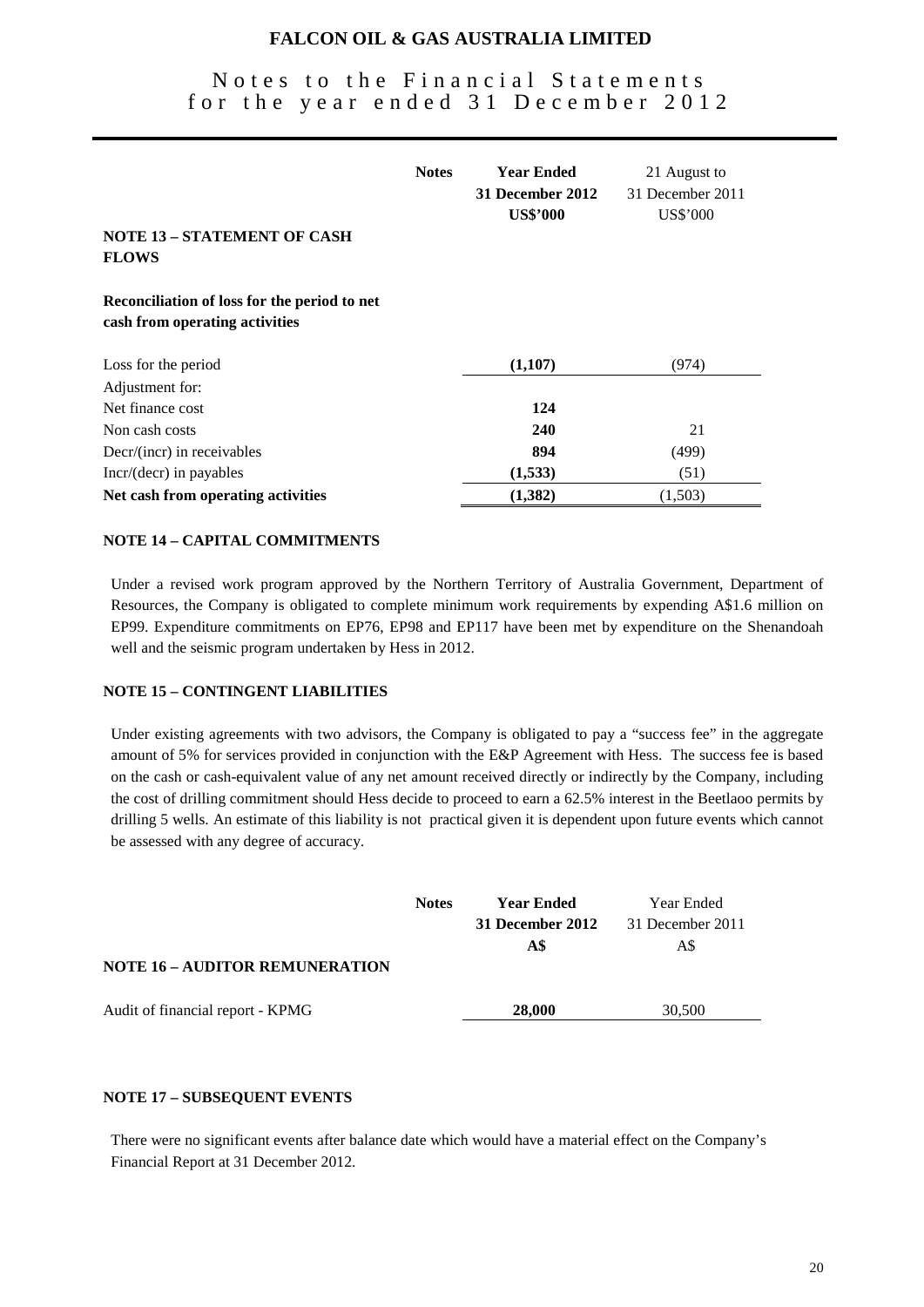## NOTE 13 – STATEMENT OF CASH FLOWS

| | Notes | Year Ended 31 December 2012 US$'000 | 21 August to 31 December 2011 US$'000 |
|---|---|---|---|
| **Reconciliation of loss for the period to net cash from operating activities** | | | |
| Loss for the period | | **(1,107)** | (974) |
| Adjustment for: | | | |
| Net finance cost | | **124** | |
| Non cash costs | | **240** | 21 |
| Decr/(incr) in receivables | | **894** | (499) |
| Incr/(decr) in payables | | **(1,533)** | (51) |
| **Net cash from operating activities** | | **(1,382)** | (1,503) |

## NOTE 14 – CAPITAL COMMITMENTS

Under a revised work program approved by the Northern Territory of Australia Government, Department of Resources, the Company is obligated to complete minimum work requirements by expending A$1.6 million on EP99. Expenditure commitments on EP76, EP98 and EP117 have been met by expenditure on the Shenandoah well and the seismic program undertaken by Hess in 2012.

## NOTE 15 – CONTINGENT LIABILITIES

Under existing agreements with two advisors, the Company is obligated to pay a "success fee" in the aggregate amount of 5% for services provided in conjunction with the E&P Agreement with Hess. The success fee is based on the cash or cash-equivalent value of any net amount received directly or indirectly by the Company, including the cost of drilling commitment should Hess decide to proceed to earn a 62.5% interest in the Beetlaoo permits by drilling 5 wells. An estimate of this liability is not practical given it is dependent upon future events which cannot be assessed with any degree of accuracy.

## NOTE 16 – AUDITOR REMUNERATION

| | Notes | Year Ended 31 December 2012 A$ | Year Ended 31 December 2011 A$ |
|---|---|---|---|
| Audit of financial report - KPMG | | **28,000** | 30,500 |

## NOTE 17 – SUBSEQUENT EVENTS

There were no significant events after balance date which would have a material effect on the Company's Financial Report at 31 December 2012.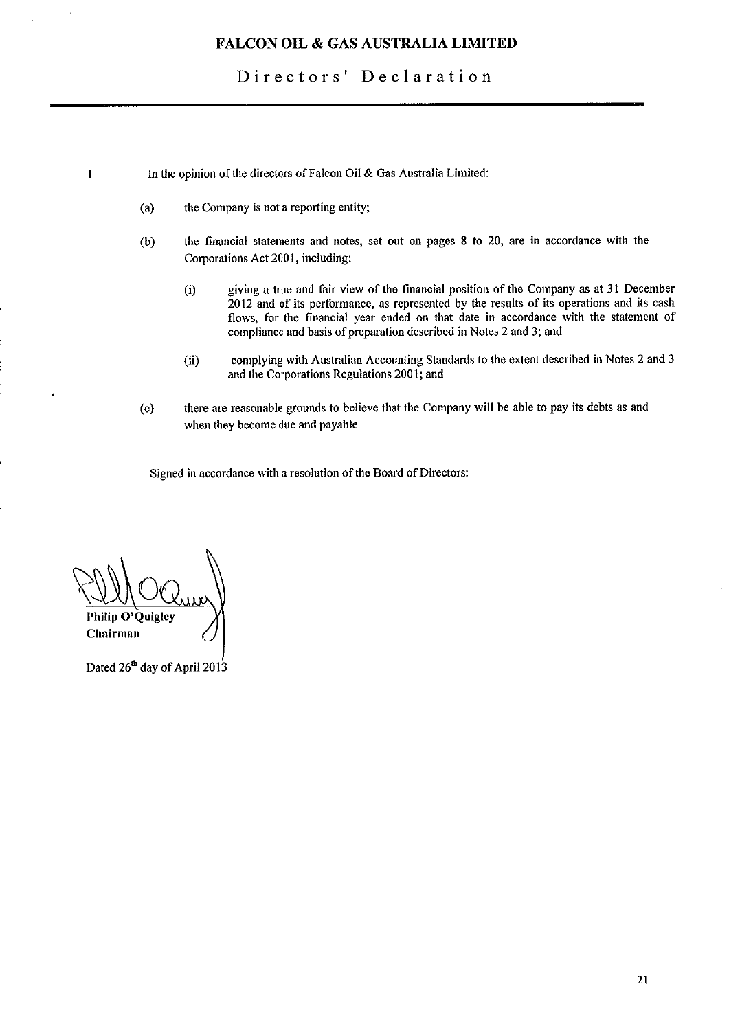# FALCON OIL & GAS AUSTRALIA LIMITED

## Directors' Declaration

1 In the opinion of the directors of Falcon Oil & Gas Australia Limited:

(a) the Company is not a reporting entity;

(b) the financial statements and notes, set out on pages 8 to 20, are in accordance with the Corporations Act 2001, including:

(i) giving a true and fair view of the financial position of the Company as at 31 December 2012 and of its performance, as represented by the results of its operations and its cash flows, for the financial year ended on that date in accordance with the statement of compliance and basis of preparation described in Notes 2 and 3; and

(ii) complying with Australian Accounting Standards to the extent described in Notes 2 and 3 and the Corporations Regulations 2001; and

(c) there are reasonable grounds to believe that the Company will be able to pay its debts as and when they become due and payable

Signed in accordance with a resolution of the Board of Directors:

**Philip O'Quigley**
**Chairman**

Dated 26th day of April 2013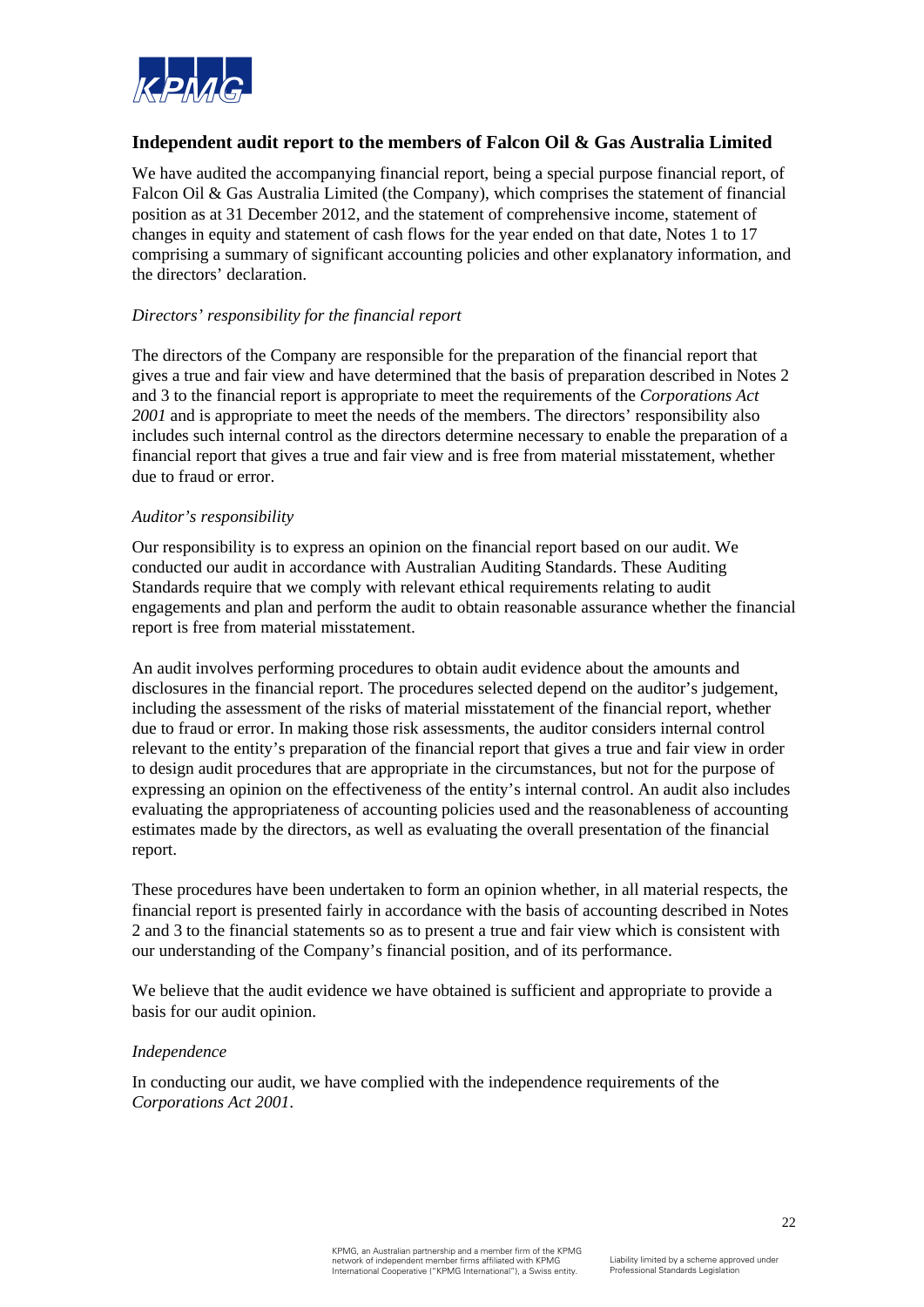## Independent audit report to the members of Falcon Oil & Gas Australia Limited

We have audited the accompanying financial report, being a special purpose financial report, of Falcon Oil & Gas Australia Limited (the Company), which comprises the statement of financial position as at 31 December 2012, and the statement of comprehensive income, statement of changes in equity and statement of cash flows for the year ended on that date, Notes 1 to 17 comprising a summary of significant accounting policies and other explanatory information, and the directors' declaration.

*Directors' responsibility for the financial report*

The directors of the Company are responsible for the preparation of the financial report that gives a true and fair view and have determined that the basis of preparation described in Notes 2 and 3 to the financial report is appropriate to meet the requirements of the *Corporations Act 2001* and is appropriate to meet the needs of the members. The directors' responsibility also includes such internal control as the directors determine necessary to enable the preparation of a financial report that gives a true and fair view and is free from material misstatement, whether due to fraud or error.

*Auditor's responsibility*

Our responsibility is to express an opinion on the financial report based on our audit. We conducted our audit in accordance with Australian Auditing Standards. These Auditing Standards require that we comply with relevant ethical requirements relating to audit engagements and plan and perform the audit to obtain reasonable assurance whether the financial report is free from material misstatement.

An audit involves performing procedures to obtain audit evidence about the amounts and disclosures in the financial report. The procedures selected depend on the auditor's judgement, including the assessment of the risks of material misstatement of the financial report, whether due to fraud or error. In making those risk assessments, the auditor considers internal control relevant to the entity's preparation of the financial report that gives a true and fair view in order to design audit procedures that are appropriate in the circumstances, but not for the purpose of expressing an opinion on the effectiveness of the entity's internal control. An audit also includes evaluating the appropriateness of accounting policies used and the reasonableness of accounting estimates made by the directors, as well as evaluating the overall presentation of the financial report.

These procedures have been undertaken to form an opinion whether, in all material respects, the financial report is presented fairly in accordance with the basis of accounting described in Notes 2 and 3 to the financial statements so as to present a true and fair view which is consistent with our understanding of the Company's financial position, and of its performance.

We believe that the audit evidence we have obtained is sufficient and appropriate to provide a basis for our audit opinion.

*Independence*

In conducting our audit, we have complied with the independence requirements of the *Corporations Act 2001*.

KPMG, an Australian partnership and a member firm of the KPMG network of independent member firms affiliated with KPMG International Cooperative ("KPMG International"), a Swiss entity.

Liability limited by a scheme approved under Professional Standards Legislation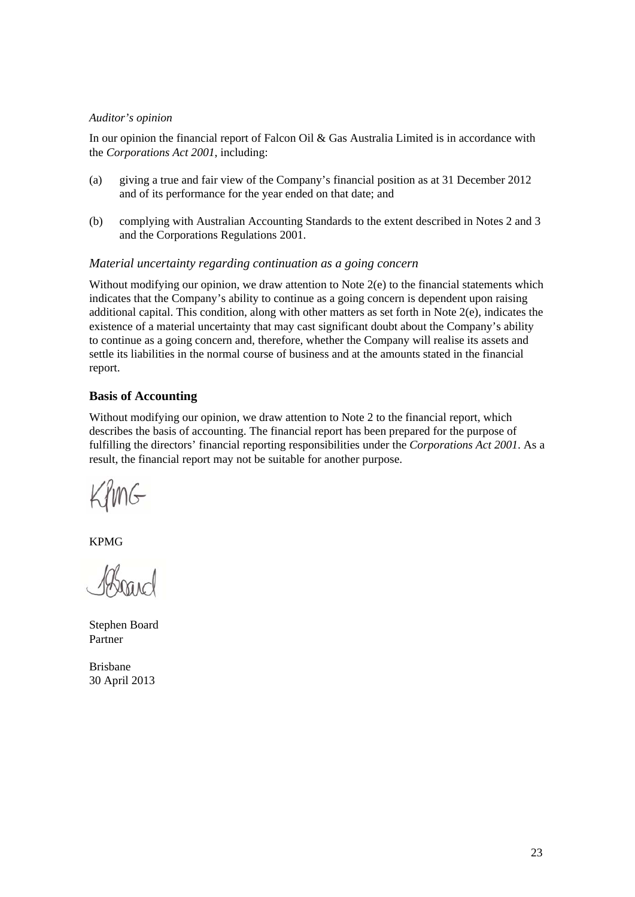*Auditor's opinion*

In our opinion the financial report of Falcon Oil & Gas Australia Limited is in accordance with the *Corporations Act 2001*, including:

(a) giving a true and fair view of the Company's financial position as at 31 December 2012 and of its performance for the year ended on that date; and

(b) complying with Australian Accounting Standards to the extent described in Notes 2 and 3 and the Corporations Regulations 2001.

*Material uncertainty regarding continuation as a going concern*

Without modifying our opinion, we draw attention to Note 2(e) to the financial statements which indicates that the Company's ability to continue as a going concern is dependent upon raising additional capital. This condition, along with other matters as set forth in Note 2(e), indicates the existence of a material uncertainty that may cast significant doubt about the Company's ability to continue as a going concern and, therefore, whether the Company will realise its assets and settle its liabilities in the normal course of business and at the amounts stated in the financial report.

**Basis of Accounting**

Without modifying our opinion, we draw attention to Note 2 to the financial report, which describes the basis of accounting. The financial report has been prepared for the purpose of fulfilling the directors' financial reporting responsibilities under the *Corporations Act 2001*. As a result, the financial report may not be suitable for another purpose.

KPMG

Stephen Board
Partner

Brisbane
30 April 2013